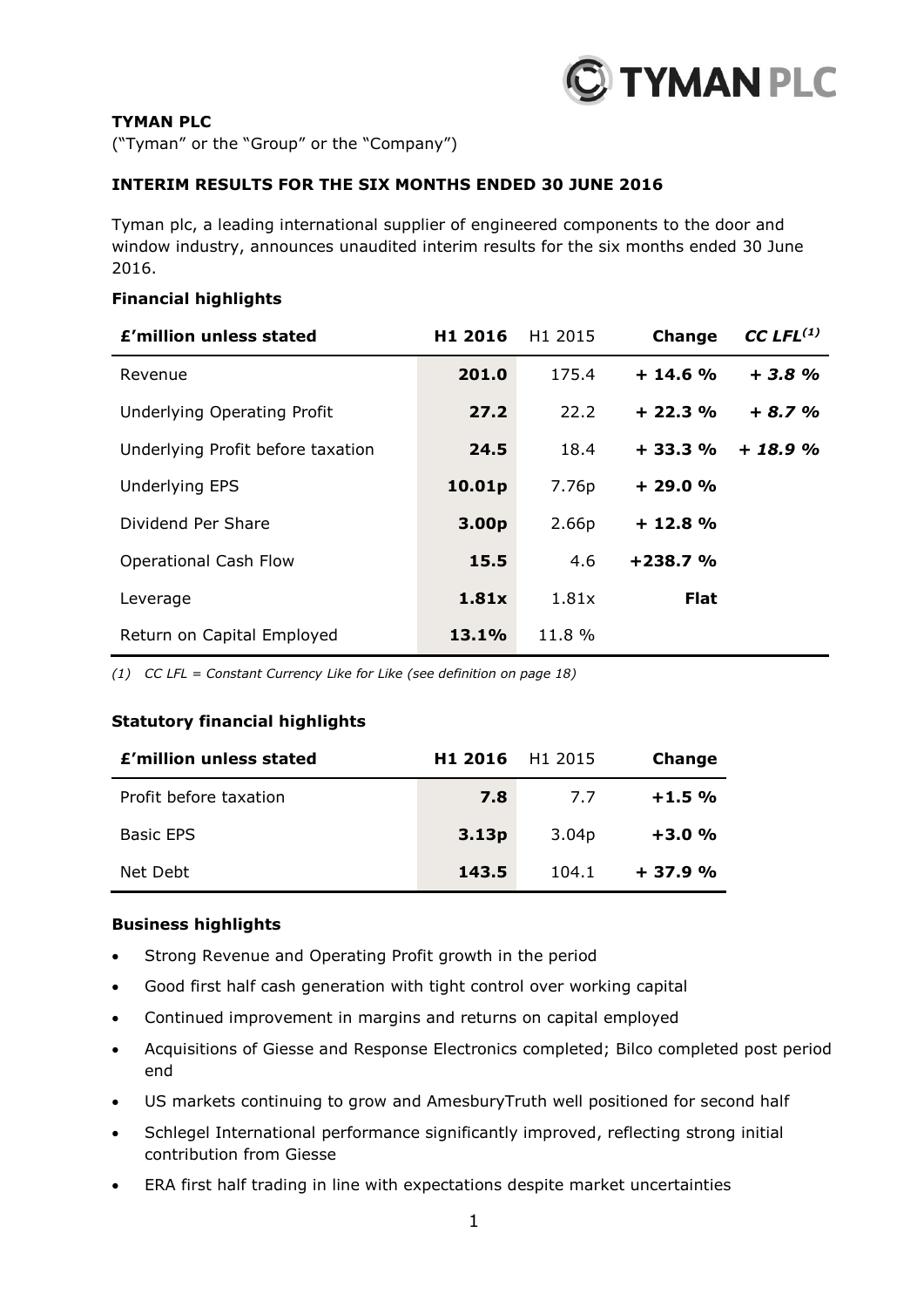**TYMAN PLC**

("Tyman" or the "Group" or the "Company")

**INTERIM RESULTS FOR THE SIX MONTHS ENDED 30 JUNE 2016**

Tyman plc, a leading international supplier of engineered components to the door and window industry, announces unaudited interim results for the six months ended 30 June 2016.

**Financial highlights**

| £'million unless stated | H1 2016 | H1 2015 | Change | *CC LFL[(1)]* |
|---|---|---|---|---|
| Revenue | **201.0** | 175.4 | **+ 14.6 %** | ***+ 3.8 %*** |
| Underlying Operating Profit | **27.2** | 22.2 | **+ 22.3 %** | ***+ 8.7 %*** |
| Underlying Profit before taxation | **24.5** | 18.4 | **+ 33.3 %** | ***+ 18.9 %*** |
| Underlying EPS | **10.01p** | 7.76p | **+ 29.0 %** | |
| Dividend Per Share | **3.00p** | 2.66p | **+ 12.8 %** | |
| Operational Cash Flow | **15.5** | 4.6 | **+238.7 %** | |
| Leverage | **1.81x** | 1.81x | **Flat** | |
| Return on Capital Employed | **13.1%** | 11.8 % | | |

*(1) CC LFL = Constant Currency Like for Like (see definition on page 18)*

**Statutory financial highlights**

| £'million unless stated | H1 2016 | H1 2015 | Change |
|---|---|---|---|
| Profit before taxation | **7.8** | 7.7 | **+1.5 %** |
| Basic EPS | **3.13p** | 3.04p | **+3.0 %** |
| Net Debt | **143.5** | 104.1 | **+ 37.9 %** |

**Business highlights**

- Strong Revenue and Operating Profit growth in the period
- Good first half cash generation with tight control over working capital
- Continued improvement in margins and returns on capital employed
- Acquisitions of Giesse and Response Electronics completed; Bilco completed post period end
- US markets continuing to grow and AmesburyTruth well positioned for second half
- Schlegel International performance significantly improved, reflecting strong initial contribution from Giesse
- ERA first half trading in line with expectations despite market uncertainties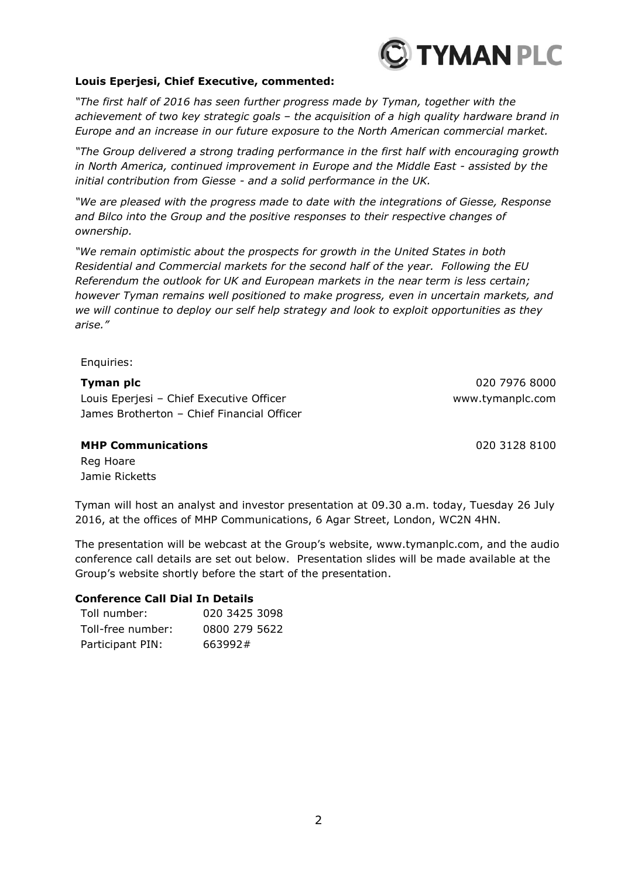**Louis Eperjesi, Chief Executive, commented:**

*"The first half of 2016 has seen further progress made by Tyman, together with the achievement of two key strategic goals – the acquisition of a high quality hardware brand in Europe and an increase in our future exposure to the North American commercial market.*

*"The Group delivered a strong trading performance in the first half with encouraging growth in North America, continued improvement in Europe and the Middle East - assisted by the initial contribution from Giesse - and a solid performance in the UK.*

*"We are pleased with the progress made to date with the integrations of Giesse, Response and Bilco into the Group and the positive responses to their respective changes of ownership.*

*"We remain optimistic about the prospects for growth in the United States in both Residential and Commercial markets for the second half of the year. Following the EU Referendum the outlook for UK and European markets in the near term is less certain; however Tyman remains well positioned to make progress, even in uncertain markets, and we will continue to deploy our self help strategy and look to exploit opportunities as they arise."*

Enquiries:

**Tyman plc** — 020 7976 8000
Louis Eperjesi – Chief Executive Officer — www.tymanplc.com
James Brotherton – Chief Financial Officer

**MHP Communications** — 020 3128 8100
Reg Hoare
Jamie Ricketts

Tyman will host an analyst and investor presentation at 09.30 a.m. today, Tuesday 26 July 2016, at the offices of MHP Communications, 6 Agar Street, London, WC2N 4HN.

The presentation will be webcast at the Group's website, www.tymanplc.com, and the audio conference call details are set out below. Presentation slides will be made available at the Group's website shortly before the start of the presentation.

**Conference Call Dial In Details**

| | |
|---|---|
| Toll number: | 020 3425 3098 |
| Toll-free number: | 0800 279 5622 |
| Participant PIN: | 663992# |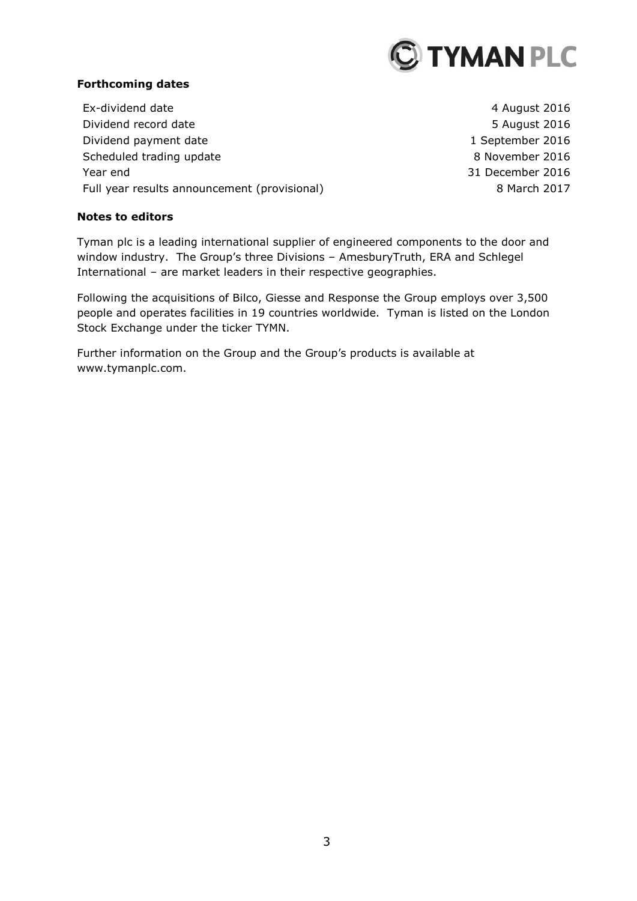**Forthcoming dates**

| | |
|---|---|
| Ex-dividend date | 4 August 2016 |
| Dividend record date | 5 August 2016 |
| Dividend payment date | 1 September 2016 |
| Scheduled trading update | 8 November 2016 |
| Year end | 31 December 2016 |
| Full year results announcement (provisional) | 8 March 2017 |

**Notes to editors**

Tyman plc is a leading international supplier of engineered components to the door and window industry. The Group's three Divisions – AmesburyTruth, ERA and Schlegel International – are market leaders in their respective geographies.

Following the acquisitions of Bilco, Giesse and Response the Group employs over 3,500 people and operates facilities in 19 countries worldwide. Tyman is listed on the London Stock Exchange under the ticker TYMN.

Further information on the Group and the Group's products is available at www.tymanplc.com.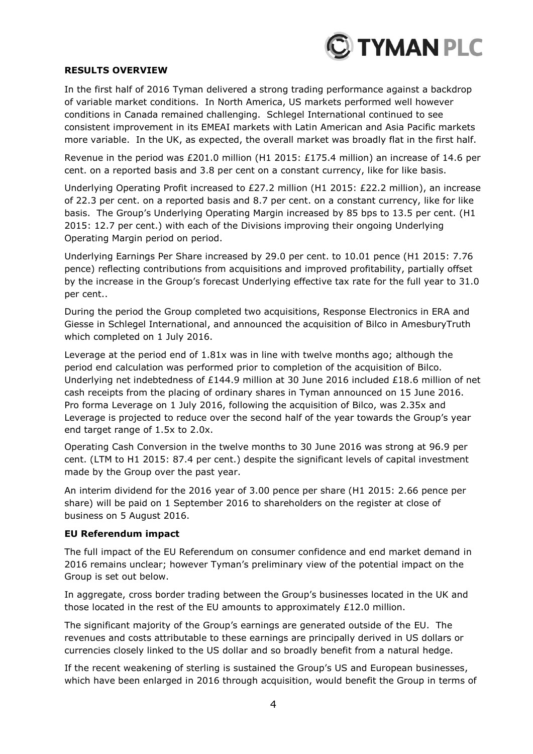**RESULTS OVERVIEW**

In the first half of 2016 Tyman delivered a strong trading performance against a backdrop of variable market conditions. In North America, US markets performed well however conditions in Canada remained challenging. Schlegel International continued to see consistent improvement in its EMEAI markets with Latin American and Asia Pacific markets more variable. In the UK, as expected, the overall market was broadly flat in the first half.

Revenue in the period was £201.0 million (H1 2015: £175.4 million) an increase of 14.6 per cent. on a reported basis and 3.8 per cent on a constant currency, like for like basis.

Underlying Operating Profit increased to £27.2 million (H1 2015: £22.2 million), an increase of 22.3 per cent. on a reported basis and 8.7 per cent. on a constant currency, like for like basis. The Group's Underlying Operating Margin increased by 85 bps to 13.5 per cent. (H1 2015: 12.7 per cent.) with each of the Divisions improving their ongoing Underlying Operating Margin period on period.

Underlying Earnings Per Share increased by 29.0 per cent. to 10.01 pence (H1 2015: 7.76 pence) reflecting contributions from acquisitions and improved profitability, partially offset by the increase in the Group's forecast Underlying effective tax rate for the full year to 31.0 per cent..

During the period the Group completed two acquisitions, Response Electronics in ERA and Giesse in Schlegel International, and announced the acquisition of Bilco in AmesburyTruth which completed on 1 July 2016.

Leverage at the period end of 1.81x was in line with twelve months ago; although the period end calculation was performed prior to completion of the acquisition of Bilco. Underlying net indebtedness of £144.9 million at 30 June 2016 included £18.6 million of net cash receipts from the placing of ordinary shares in Tyman announced on 15 June 2016. Pro forma Leverage on 1 July 2016, following the acquisition of Bilco, was 2.35x and Leverage is projected to reduce over the second half of the year towards the Group's year end target range of 1.5x to 2.0x.

Operating Cash Conversion in the twelve months to 30 June 2016 was strong at 96.9 per cent. (LTM to H1 2015: 87.4 per cent.) despite the significant levels of capital investment made by the Group over the past year.

An interim dividend for the 2016 year of 3.00 pence per share (H1 2015: 2.66 pence per share) will be paid on 1 September 2016 to shareholders on the register at close of business on 5 August 2016.

**EU Referendum impact**

The full impact of the EU Referendum on consumer confidence and end market demand in 2016 remains unclear; however Tyman's preliminary view of the potential impact on the Group is set out below.

In aggregate, cross border trading between the Group's businesses located in the UK and those located in the rest of the EU amounts to approximately £12.0 million.

The significant majority of the Group's earnings are generated outside of the EU. The revenues and costs attributable to these earnings are principally derived in US dollars or currencies closely linked to the US dollar and so broadly benefit from a natural hedge.

If the recent weakening of sterling is sustained the Group's US and European businesses, which have been enlarged in 2016 through acquisition, would benefit the Group in terms of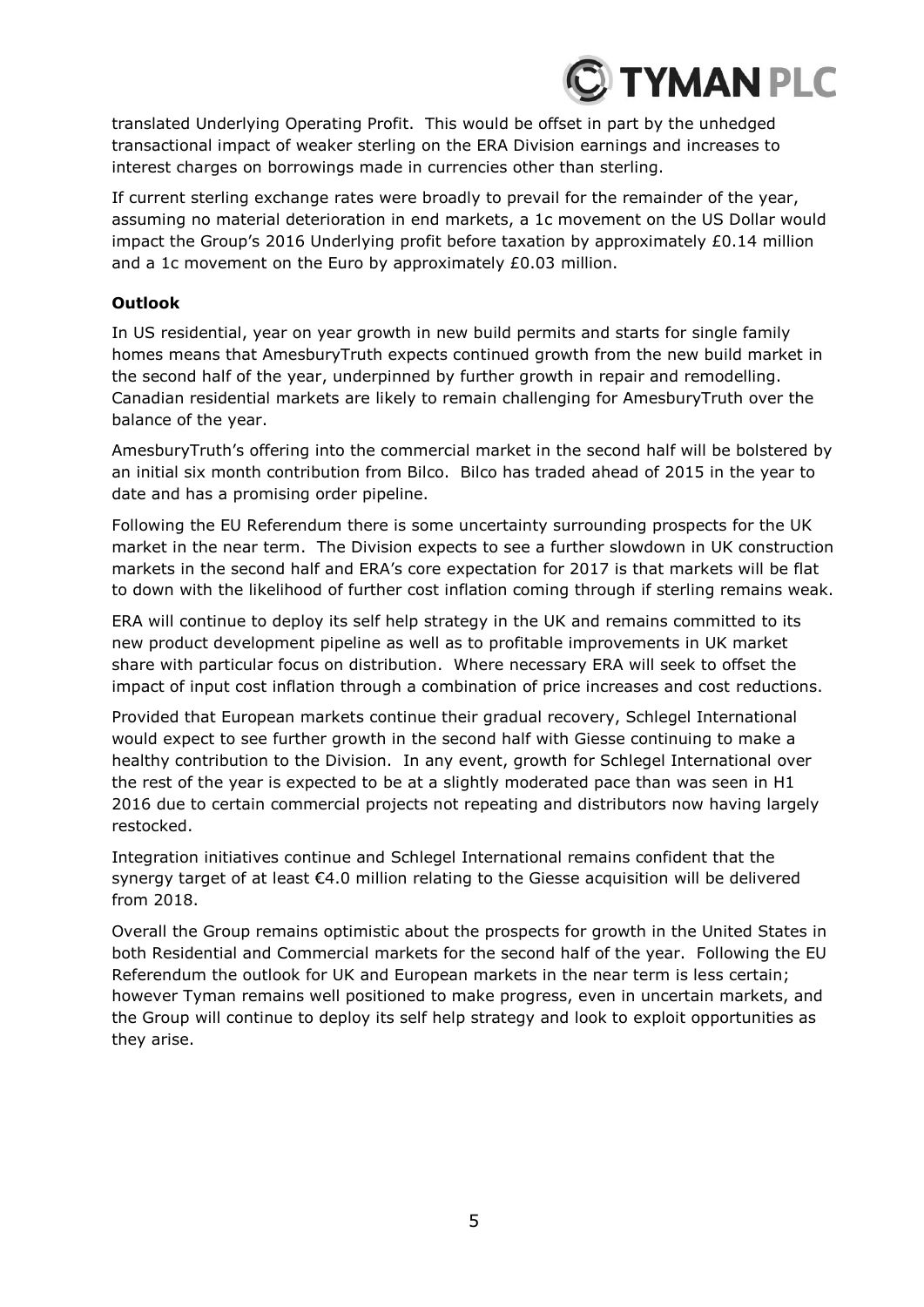translated Underlying Operating Profit. This would be offset in part by the unhedged transactional impact of weaker sterling on the ERA Division earnings and increases to interest charges on borrowings made in currencies other than sterling.

If current sterling exchange rates were broadly to prevail for the remainder of the year, assuming no material deterioration in end markets, a 1c movement on the US Dollar would impact the Group's 2016 Underlying profit before taxation by approximately £0.14 million and a 1c movement on the Euro by approximately £0.03 million.

**Outlook**

In US residential, year on year growth in new build permits and starts for single family homes means that AmesburyTruth expects continued growth from the new build market in the second half of the year, underpinned by further growth in repair and remodelling. Canadian residential markets are likely to remain challenging for AmesburyTruth over the balance of the year.

AmesburyTruth's offering into the commercial market in the second half will be bolstered by an initial six month contribution from Bilco. Bilco has traded ahead of 2015 in the year to date and has a promising order pipeline.

Following the EU Referendum there is some uncertainty surrounding prospects for the UK market in the near term. The Division expects to see a further slowdown in UK construction markets in the second half and ERA's core expectation for 2017 is that markets will be flat to down with the likelihood of further cost inflation coming through if sterling remains weak.

ERA will continue to deploy its self help strategy in the UK and remains committed to its new product development pipeline as well as to profitable improvements in UK market share with particular focus on distribution. Where necessary ERA will seek to offset the impact of input cost inflation through a combination of price increases and cost reductions.

Provided that European markets continue their gradual recovery, Schlegel International would expect to see further growth in the second half with Giesse continuing to make a healthy contribution to the Division. In any event, growth for Schlegel International over the rest of the year is expected to be at a slightly moderated pace than was seen in H1 2016 due to certain commercial projects not repeating and distributors now having largely restocked.

Integration initiatives continue and Schlegel International remains confident that the synergy target of at least €4.0 million relating to the Giesse acquisition will be delivered from 2018.

Overall the Group remains optimistic about the prospects for growth in the United States in both Residential and Commercial markets for the second half of the year. Following the EU Referendum the outlook for UK and European markets in the near term is less certain; however Tyman remains well positioned to make progress, even in uncertain markets, and the Group will continue to deploy its self help strategy and look to exploit opportunities as they arise.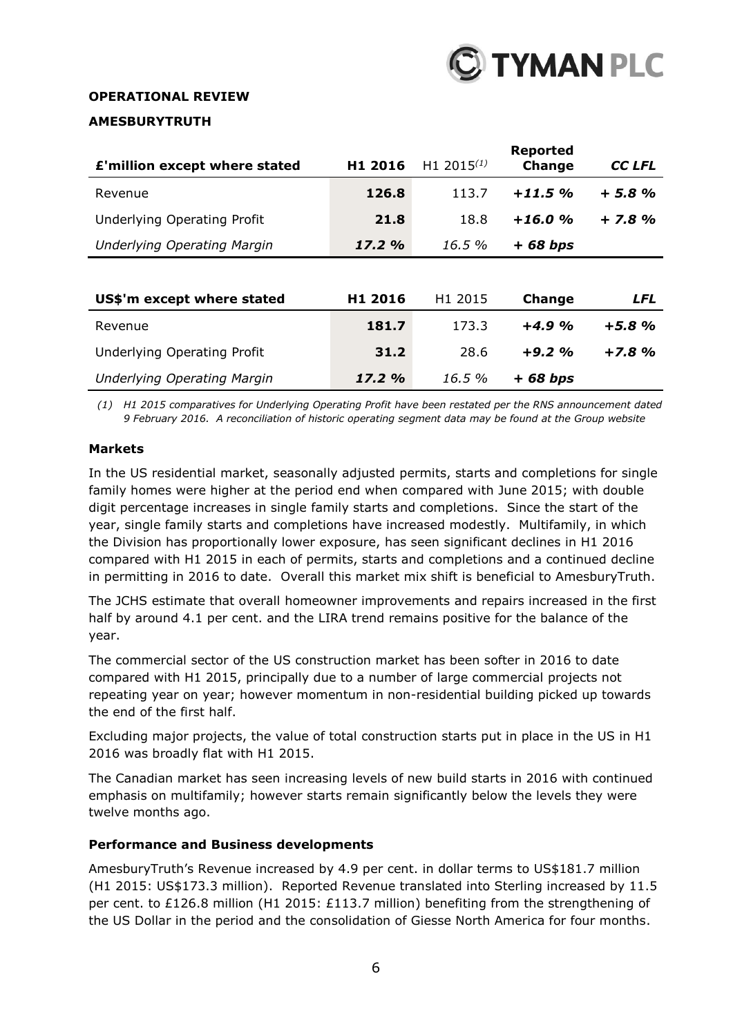**OPERATIONAL REVIEW**

**AMESBURYTRUTH**

| £'million except where stated | H1 2016 | H1 2015[(1)] | Reported Change | CC LFL |
|---|---|---|---|---|
| Revenue | **126.8** | 113.7 | ***+11.5 %*** | ***+ 5.8 %*** |
| Underlying Operating Profit | **21.8** | 18.8 | ***+16.0 %*** | ***+ 7.8 %*** |
| *Underlying Operating Margin* | ***17.2 %*** | *16.5 %* | ***+ 68 bps*** | |

| US$'m except where stated | H1 2016 | H1 2015 | Change | LFL |
|---|---|---|---|---|
| Revenue | **181.7** | 173.3 | ***+4.9 %*** | ***+5.8 %*** |
| Underlying Operating Profit | **31.2** | 28.6 | ***+9.2 %*** | ***+7.8 %*** |
| *Underlying Operating Margin* | ***17.2 %*** | *16.5 %* | ***+ 68 bps*** | |

*(1) H1 2015 comparatives for Underlying Operating Profit have been restated per the RNS announcement dated 9 February 2016. A reconciliation of historic operating segment data may be found at the Group website*

**Markets**

In the US residential market, seasonally adjusted permits, starts and completions for single family homes were higher at the period end when compared with June 2015; with double digit percentage increases in single family starts and completions. Since the start of the year, single family starts and completions have increased modestly. Multifamily, in which the Division has proportionally lower exposure, has seen significant declines in H1 2016 compared with H1 2015 in each of permits, starts and completions and a continued decline in permitting in 2016 to date. Overall this market mix shift is beneficial to AmesburyTruth.

The JCHS estimate that overall homeowner improvements and repairs increased in the first half by around 4.1 per cent. and the LIRA trend remains positive for the balance of the year.

The commercial sector of the US construction market has been softer in 2016 to date compared with H1 2015, principally due to a number of large commercial projects not repeating year on year; however momentum in non-residential building picked up towards the end of the first half.

Excluding major projects, the value of total construction starts put in place in the US in H1 2016 was broadly flat with H1 2015.

The Canadian market has seen increasing levels of new build starts in 2016 with continued emphasis on multifamily; however starts remain significantly below the levels they were twelve months ago.

**Performance and Business developments**

AmesburyTruth's Revenue increased by 4.9 per cent. in dollar terms to US$181.7 million (H1 2015: US$173.3 million). Reported Revenue translated into Sterling increased by 11.5 per cent. to £126.8 million (H1 2015: £113.7 million) benefiting from the strengthening of the US Dollar in the period and the consolidation of Giesse North America for four months.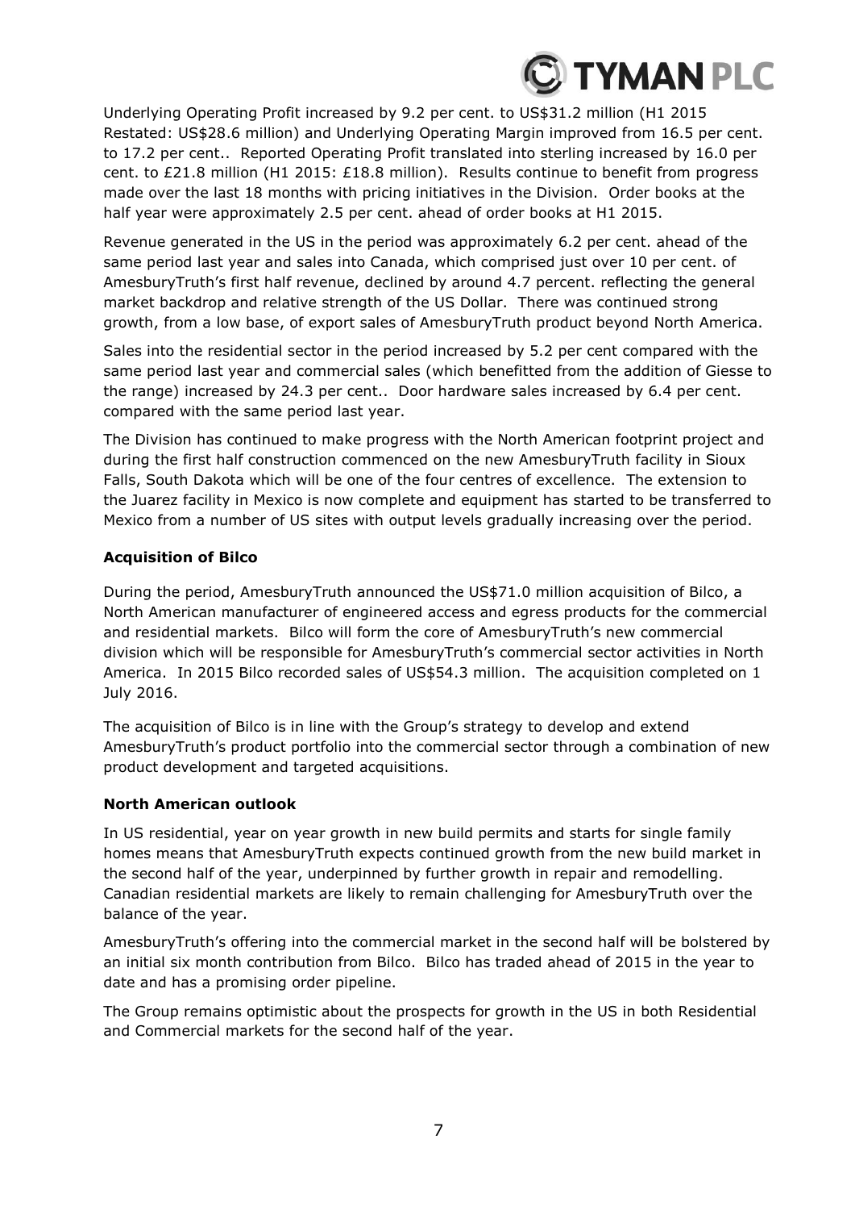Underlying Operating Profit increased by 9.2 per cent. to US$31.2 million (H1 2015 Restated: US$28.6 million) and Underlying Operating Margin improved from 16.5 per cent. to 17.2 per cent.. Reported Operating Profit translated into sterling increased by 16.0 per cent. to £21.8 million (H1 2015: £18.8 million). Results continue to benefit from progress made over the last 18 months with pricing initiatives in the Division. Order books at the half year were approximately 2.5 per cent. ahead of order books at H1 2015.

Revenue generated in the US in the period was approximately 6.2 per cent. ahead of the same period last year and sales into Canada, which comprised just over 10 per cent. of AmesburyTruth's first half revenue, declined by around 4.7 percent. reflecting the general market backdrop and relative strength of the US Dollar. There was continued strong growth, from a low base, of export sales of AmesburyTruth product beyond North America.

Sales into the residential sector in the period increased by 5.2 per cent compared with the same period last year and commercial sales (which benefitted from the addition of Giesse to the range) increased by 24.3 per cent.. Door hardware sales increased by 6.4 per cent. compared with the same period last year.

The Division has continued to make progress with the North American footprint project and during the first half construction commenced on the new AmesburyTruth facility in Sioux Falls, South Dakota which will be one of the four centres of excellence. The extension to the Juarez facility in Mexico is now complete and equipment has started to be transferred to Mexico from a number of US sites with output levels gradually increasing over the period.

**Acquisition of Bilco**

During the period, AmesburyTruth announced the US$71.0 million acquisition of Bilco, a North American manufacturer of engineered access and egress products for the commercial and residential markets. Bilco will form the core of AmesburyTruth's new commercial division which will be responsible for AmesburyTruth's commercial sector activities in North America. In 2015 Bilco recorded sales of US$54.3 million. The acquisition completed on 1 July 2016.

The acquisition of Bilco is in line with the Group's strategy to develop and extend AmesburyTruth's product portfolio into the commercial sector through a combination of new product development and targeted acquisitions.

**North American outlook**

In US residential, year on year growth in new build permits and starts for single family homes means that AmesburyTruth expects continued growth from the new build market in the second half of the year, underpinned by further growth in repair and remodelling. Canadian residential markets are likely to remain challenging for AmesburyTruth over the balance of the year.

AmesburyTruth's offering into the commercial market in the second half will be bolstered by an initial six month contribution from Bilco. Bilco has traded ahead of 2015 in the year to date and has a promising order pipeline.

The Group remains optimistic about the prospects for growth in the US in both Residential and Commercial markets for the second half of the year.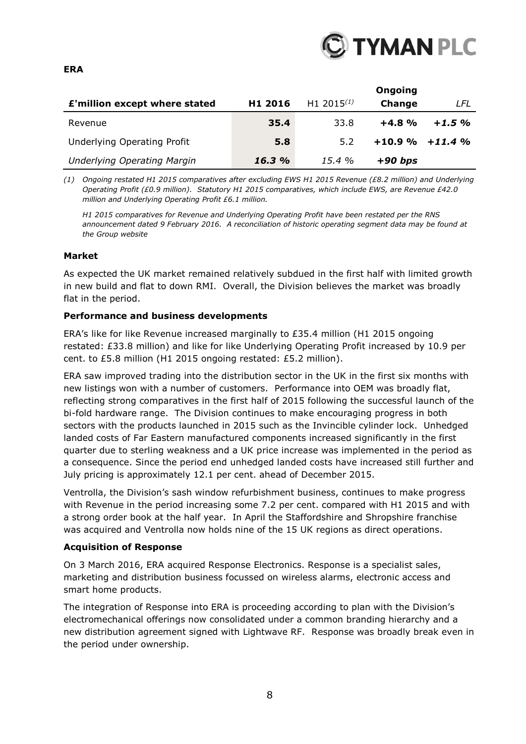## ERA

| £'million except where stated | H1 2016 | H1 2015[(1)] | Ongoing Change | *LFL* |
|---|---|---|---|---|
| Revenue | **35.4** | 33.8 | **+4.8 %** | ***+1.5 %*** |
| Underlying Operating Profit | **5.8** | 5.2 | **+10.9 %** | ***+11.4 %*** |
| *Underlying Operating Margin* | ***16.3 %*** | *15.4 %* | ***+90 bps*** | |

*(1) Ongoing restated H1 2015 comparatives after excluding EWS H1 2015 Revenue (£8.2 million) and Underlying Operating Profit (£0.9 million). Statutory H1 2015 comparatives, which include EWS, are Revenue £42.0 million and Underlying Operating Profit £6.1 million.*

*H1 2015 comparatives for Revenue and Underlying Operating Profit have been restated per the RNS announcement dated 9 February 2016. A reconciliation of historic operating segment data may be found at the Group website*

### Market

As expected the UK market remained relatively subdued in the first half with limited growth in new build and flat to down RMI. Overall, the Division believes the market was broadly flat in the period.

### Performance and business developments

ERA's like for like Revenue increased marginally to £35.4 million (H1 2015 ongoing restated: £33.8 million) and like for like Underlying Operating Profit increased by 10.9 per cent. to £5.8 million (H1 2015 ongoing restated: £5.2 million).

ERA saw improved trading into the distribution sector in the UK in the first six months with new listings won with a number of customers. Performance into OEM was broadly flat, reflecting strong comparatives in the first half of 2015 following the successful launch of the bi-fold hardware range. The Division continues to make encouraging progress in both sectors with the products launched in 2015 such as the Invincible cylinder lock. Unhedged landed costs of Far Eastern manufactured components increased significantly in the first quarter due to sterling weakness and a UK price increase was implemented in the period as a consequence. Since the period end unhedged landed costs have increased still further and July pricing is approximately 12.1 per cent. ahead of December 2015.

Ventrolla, the Division's sash window refurbishment business, continues to make progress with Revenue in the period increasing some 7.2 per cent. compared with H1 2015 and with a strong order book at the half year. In April the Staffordshire and Shropshire franchise was acquired and Ventrolla now holds nine of the 15 UK regions as direct operations.

### Acquisition of Response

On 3 March 2016, ERA acquired Response Electronics. Response is a specialist sales, marketing and distribution business focussed on wireless alarms, electronic access and smart home products.

The integration of Response into ERA is proceeding according to plan with the Division's electromechanical offerings now consolidated under a common branding hierarchy and a new distribution agreement signed with Lightwave RF. Response was broadly break even in the period under ownership.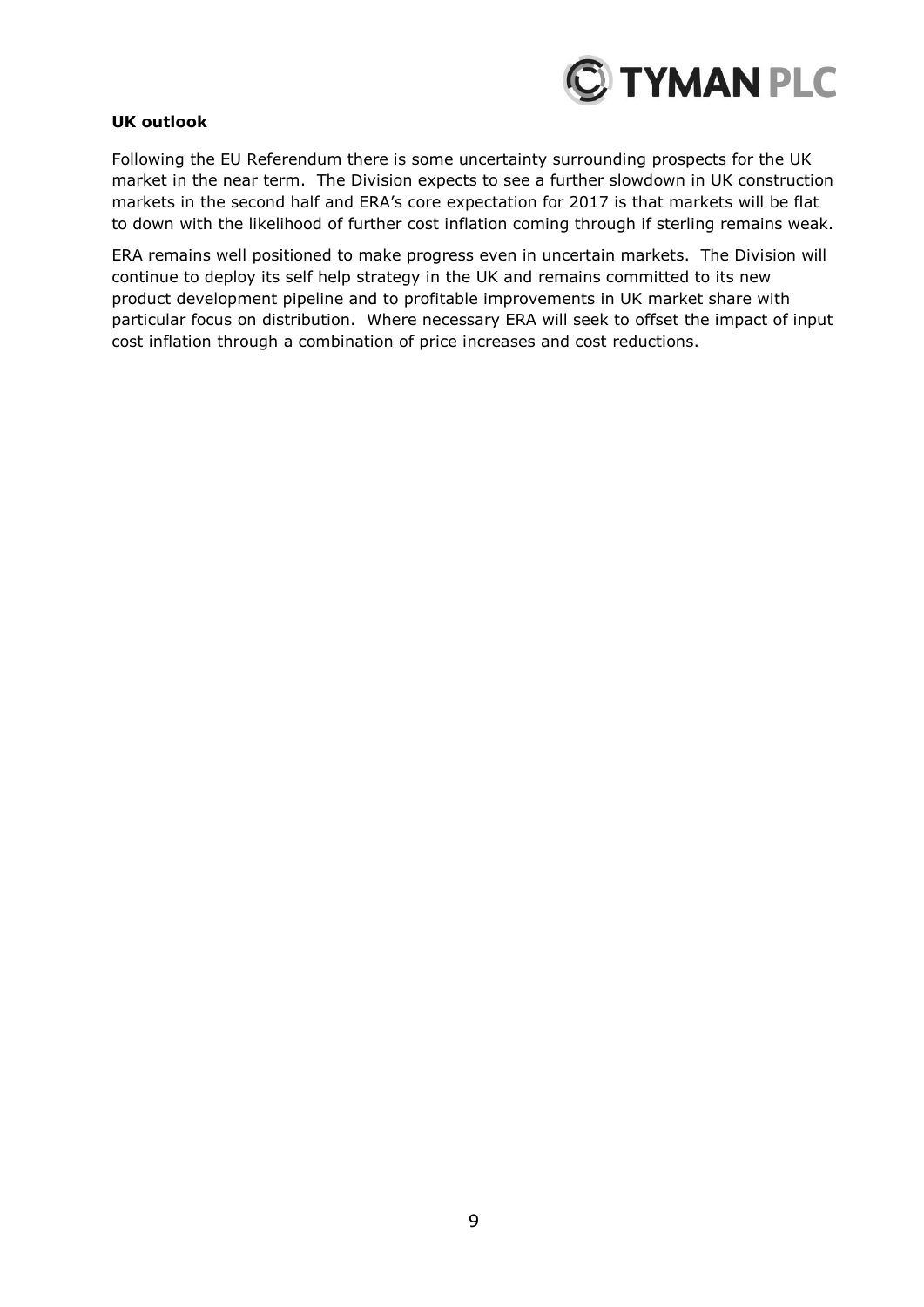**UK outlook**

Following the EU Referendum there is some uncertainty surrounding prospects for the UK market in the near term. The Division expects to see a further slowdown in UK construction markets in the second half and ERA's core expectation for 2017 is that markets will be flat to down with the likelihood of further cost inflation coming through if sterling remains weak.

ERA remains well positioned to make progress even in uncertain markets. The Division will continue to deploy its self help strategy in the UK and remains committed to its new product development pipeline and to profitable improvements in UK market share with particular focus on distribution. Where necessary ERA will seek to offset the impact of input cost inflation through a combination of price increases and cost reductions.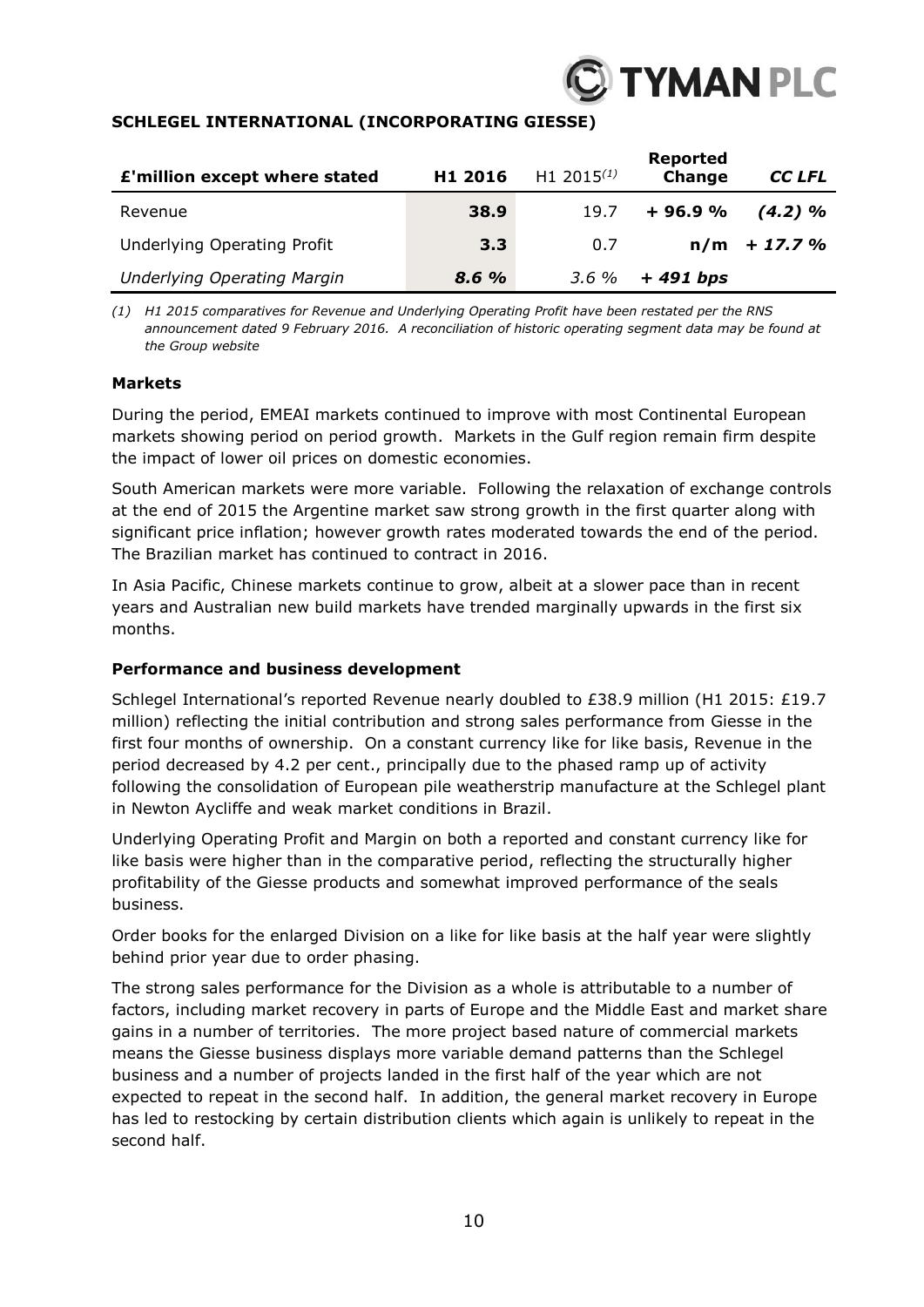## SCHLEGEL INTERNATIONAL (INCORPORATING GIESSE)

| £'million except where stated | H1 2016 | H1 2015[(1)] | Reported Change | *CC LFL* |
|---|---|---|---|---|
| Revenue | **38.9** | 19.7 | **+ 96.9 %** | ***(4.2) %*** |
| Underlying Operating Profit | **3.3** | 0.7 | **n/m** | ***+ 17.7 %*** |
| *Underlying Operating Margin* | ***8.6 %*** | *3.6 %* | ***+ 491 bps*** | |

*(1) H1 2015 comparatives for Revenue and Underlying Operating Profit have been restated per the RNS announcement dated 9 February 2016. A reconciliation of historic operating segment data may be found at the Group website*

### Markets

During the period, EMEAI markets continued to improve with most Continental European markets showing period on period growth. Markets in the Gulf region remain firm despite the impact of lower oil prices on domestic economies.

South American markets were more variable. Following the relaxation of exchange controls at the end of 2015 the Argentine market saw strong growth in the first quarter along with significant price inflation; however growth rates moderated towards the end of the period. The Brazilian market has continued to contract in 2016.

In Asia Pacific, Chinese markets continue to grow, albeit at a slower pace than in recent years and Australian new build markets have trended marginally upwards in the first six months.

### Performance and business development

Schlegel International's reported Revenue nearly doubled to £38.9 million (H1 2015: £19.7 million) reflecting the initial contribution and strong sales performance from Giesse in the first four months of ownership. On a constant currency like for like basis, Revenue in the period decreased by 4.2 per cent., principally due to the phased ramp up of activity following the consolidation of European pile weatherstrip manufacture at the Schlegel plant in Newton Aycliffe and weak market conditions in Brazil.

Underlying Operating Profit and Margin on both a reported and constant currency like for like basis were higher than in the comparative period, reflecting the structurally higher profitability of the Giesse products and somewhat improved performance of the seals business.

Order books for the enlarged Division on a like for like basis at the half year were slightly behind prior year due to order phasing.

The strong sales performance for the Division as a whole is attributable to a number of factors, including market recovery in parts of Europe and the Middle East and market share gains in a number of territories. The more project based nature of commercial markets means the Giesse business displays more variable demand patterns than the Schlegel business and a number of projects landed in the first half of the year which are not expected to repeat in the second half. In addition, the general market recovery in Europe has led to restocking by certain distribution clients which again is unlikely to repeat in the second half.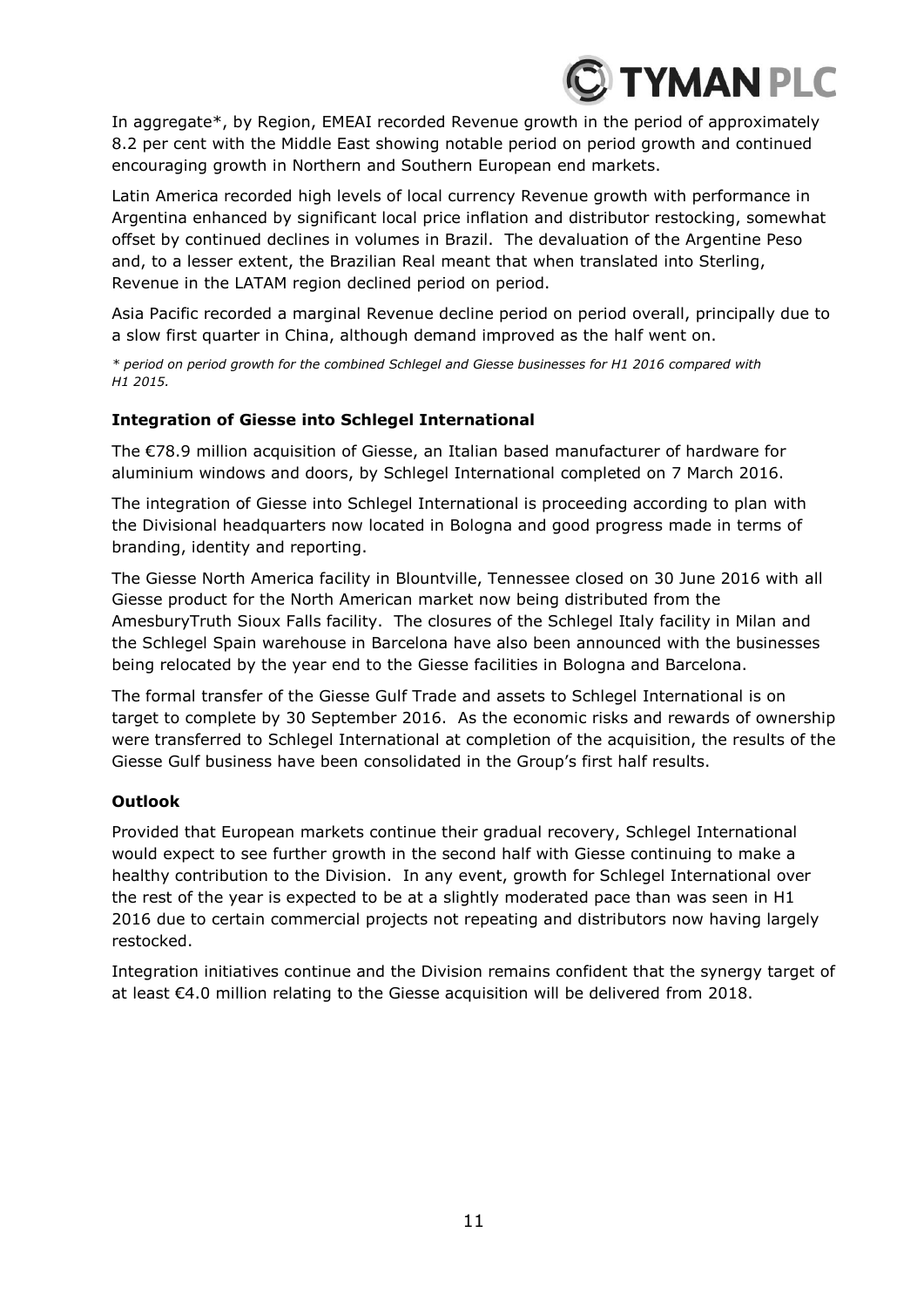In aggregate*, by Region, EMEAI recorded Revenue growth in the period of approximately 8.2 per cent with the Middle East showing notable period on period growth and continued encouraging growth in Northern and Southern European end markets.

Latin America recorded high levels of local currency Revenue growth with performance in Argentina enhanced by significant local price inflation and distributor restocking, somewhat offset by continued declines in volumes in Brazil. The devaluation of the Argentine Peso and, to a lesser extent, the Brazilian Real meant that when translated into Sterling, Revenue in the LATAM region declined period on period.

Asia Pacific recorded a marginal Revenue decline period on period overall, principally due to a slow first quarter in China, although demand improved as the half went on.

*\* period on period growth for the combined Schlegel and Giesse businesses for H1 2016 compared with H1 2015.*

**Integration of Giesse into Schlegel International**

The €78.9 million acquisition of Giesse, an Italian based manufacturer of hardware for aluminium windows and doors, by Schlegel International completed on 7 March 2016.

The integration of Giesse into Schlegel International is proceeding according to plan with the Divisional headquarters now located in Bologna and good progress made in terms of branding, identity and reporting.

The Giesse North America facility in Blountville, Tennessee closed on 30 June 2016 with all Giesse product for the North American market now being distributed from the AmesburyTruth Sioux Falls facility. The closures of the Schlegel Italy facility in Milan and the Schlegel Spain warehouse in Barcelona have also been announced with the businesses being relocated by the year end to the Giesse facilities in Bologna and Barcelona.

The formal transfer of the Giesse Gulf Trade and assets to Schlegel International is on target to complete by 30 September 2016. As the economic risks and rewards of ownership were transferred to Schlegel International at completion of the acquisition, the results of the Giesse Gulf business have been consolidated in the Group's first half results.

**Outlook**

Provided that European markets continue their gradual recovery, Schlegel International would expect to see further growth in the second half with Giesse continuing to make a healthy contribution to the Division. In any event, growth for Schlegel International over the rest of the year is expected to be at a slightly moderated pace than was seen in H1 2016 due to certain commercial projects not repeating and distributors now having largely restocked.

Integration initiatives continue and the Division remains confident that the synergy target of at least €4.0 million relating to the Giesse acquisition will be delivered from 2018.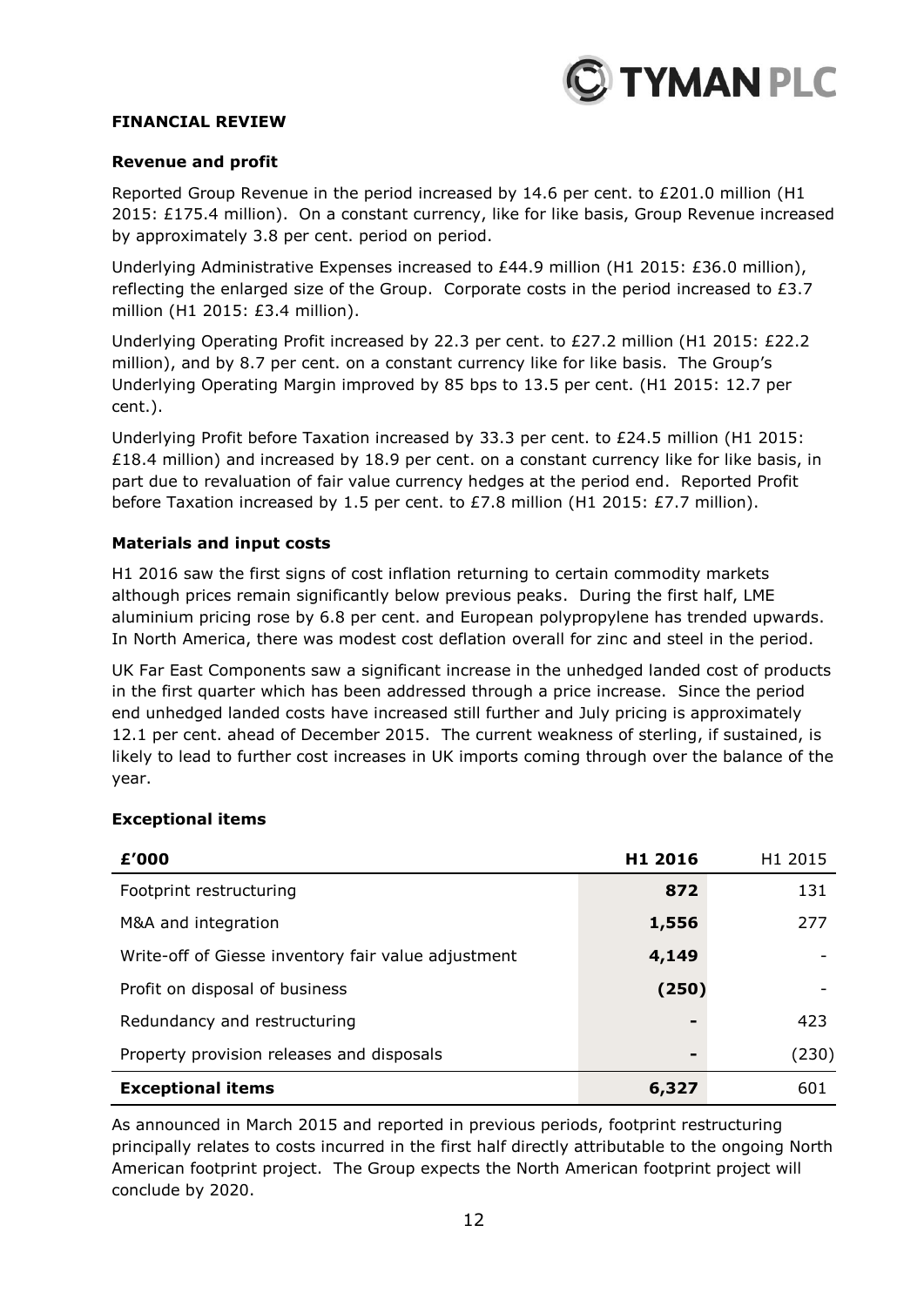## FINANCIAL REVIEW

### Revenue and profit

Reported Group Revenue in the period increased by 14.6 per cent. to £201.0 million (H1 2015: £175.4 million). On a constant currency, like for like basis, Group Revenue increased by approximately 3.8 per cent. period on period.

Underlying Administrative Expenses increased to £44.9 million (H1 2015: £36.0 million), reflecting the enlarged size of the Group. Corporate costs in the period increased to £3.7 million (H1 2015: £3.4 million).

Underlying Operating Profit increased by 22.3 per cent. to £27.2 million (H1 2015: £22.2 million), and by 8.7 per cent. on a constant currency like for like basis. The Group's Underlying Operating Margin improved by 85 bps to 13.5 per cent. (H1 2015: 12.7 per cent.).

Underlying Profit before Taxation increased by 33.3 per cent. to £24.5 million (H1 2015: £18.4 million) and increased by 18.9 per cent. on a constant currency like for like basis, in part due to revaluation of fair value currency hedges at the period end. Reported Profit before Taxation increased by 1.5 per cent. to £7.8 million (H1 2015: £7.7 million).

### Materials and input costs

H1 2016 saw the first signs of cost inflation returning to certain commodity markets although prices remain significantly below previous peaks. During the first half, LME aluminium pricing rose by 6.8 per cent. and European polypropylene has trended upwards. In North America, there was modest cost deflation overall for zinc and steel in the period.

UK Far East Components saw a significant increase in the unhedged landed cost of products in the first quarter which has been addressed through a price increase. Since the period end unhedged landed costs have increased still further and July pricing is approximately 12.1 per cent. ahead of December 2015. The current weakness of sterling, if sustained, is likely to lead to further cost increases in UK imports coming through over the balance of the year.

### Exceptional items

| £'000 | **H1 2016** | H1 2015 |
|---|---|---|
| Footprint restructuring | **872** | 131 |
| M&A and integration | **1,556** | 277 |
| Write-off of Giesse inventory fair value adjustment | **4,149** | - |
| Profit on disposal of business | **(250)** | - |
| Redundancy and restructuring | **-** | 423 |
| Property provision releases and disposals | **-** | (230) |
| **Exceptional items** | **6,327** | 601 |

As announced in March 2015 and reported in previous periods, footprint restructuring principally relates to costs incurred in the first half directly attributable to the ongoing North American footprint project. The Group expects the North American footprint project will conclude by 2020.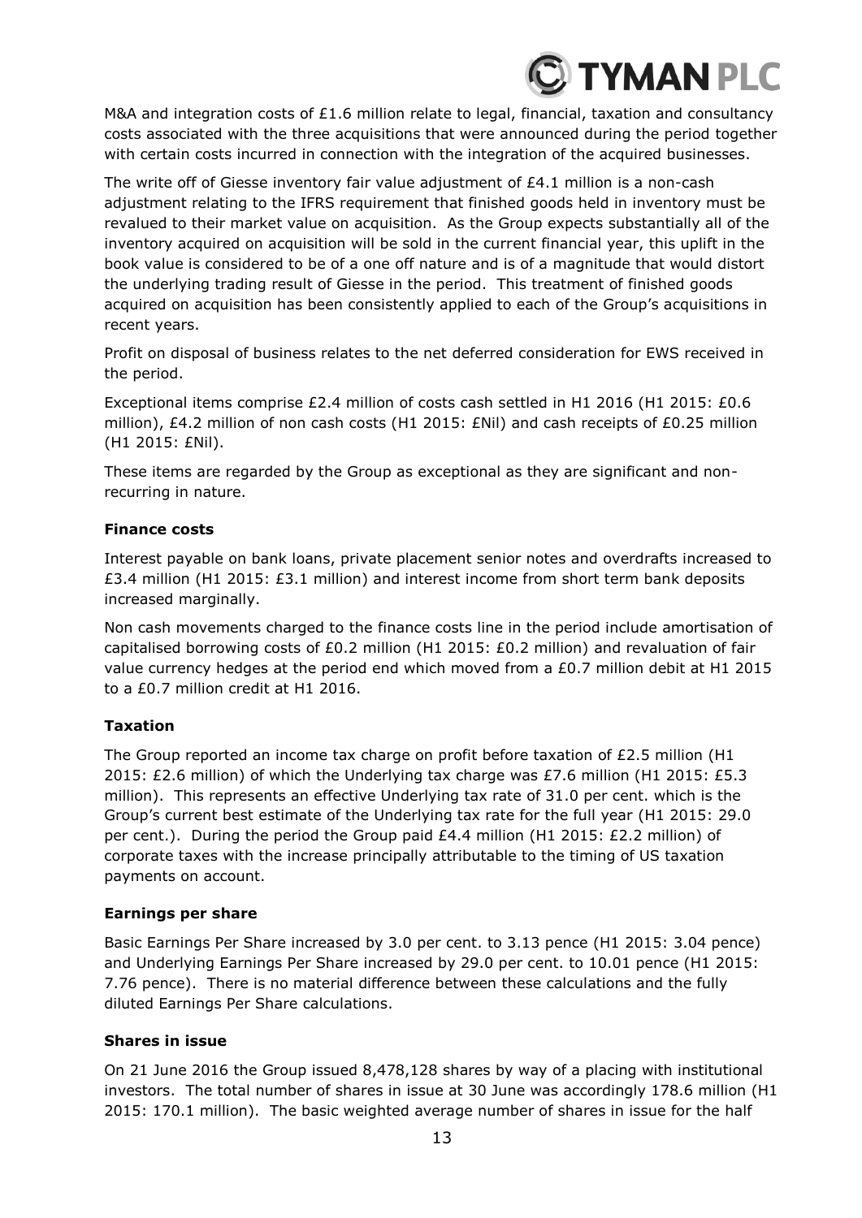M&A and integration costs of £1.6 million relate to legal, financial, taxation and consultancy costs associated with the three acquisitions that were announced during the period together with certain costs incurred in connection with the integration of the acquired businesses.

The write off of Giesse inventory fair value adjustment of £4.1 million is a non-cash adjustment relating to the IFRS requirement that finished goods held in inventory must be revalued to their market value on acquisition. As the Group expects substantially all of the inventory acquired on acquisition will be sold in the current financial year, this uplift in the book value is considered to be of a one off nature and is of a magnitude that would distort the underlying trading result of Giesse in the period. This treatment of finished goods acquired on acquisition has been consistently applied to each of the Group's acquisitions in recent years.

Profit on disposal of business relates to the net deferred consideration for EWS received in the period.

Exceptional items comprise £2.4 million of costs cash settled in H1 2016 (H1 2015: £0.6 million), £4.2 million of non cash costs (H1 2015: £Nil) and cash receipts of £0.25 million (H1 2015: £Nil).

These items are regarded by the Group as exceptional as they are significant and non-recurring in nature.

**Finance costs**

Interest payable on bank loans, private placement senior notes and overdrafts increased to £3.4 million (H1 2015: £3.1 million) and interest income from short term bank deposits increased marginally.

Non cash movements charged to the finance costs line in the period include amortisation of capitalised borrowing costs of £0.2 million (H1 2015: £0.2 million) and revaluation of fair value currency hedges at the period end which moved from a £0.7 million debit at H1 2015 to a £0.7 million credit at H1 2016.

**Taxation**

The Group reported an income tax charge on profit before taxation of £2.5 million (H1 2015: £2.6 million) of which the Underlying tax charge was £7.6 million (H1 2015: £5.3 million). This represents an effective Underlying tax rate of 31.0 per cent. which is the Group's current best estimate of the Underlying tax rate for the full year (H1 2015: 29.0 per cent.). During the period the Group paid £4.4 million (H1 2015: £2.2 million) of corporate taxes with the increase principally attributable to the timing of US taxation payments on account.

**Earnings per share**

Basic Earnings Per Share increased by 3.0 per cent. to 3.13 pence (H1 2015: 3.04 pence) and Underlying Earnings Per Share increased by 29.0 per cent. to 10.01 pence (H1 2015: 7.76 pence). There is no material difference between these calculations and the fully diluted Earnings Per Share calculations.

**Shares in issue**

On 21 June 2016 the Group issued 8,478,128 shares by way of a placing with institutional investors. The total number of shares in issue at 30 June was accordingly 178.6 million (H1 2015: 170.1 million). The basic weighted average number of shares in issue for the half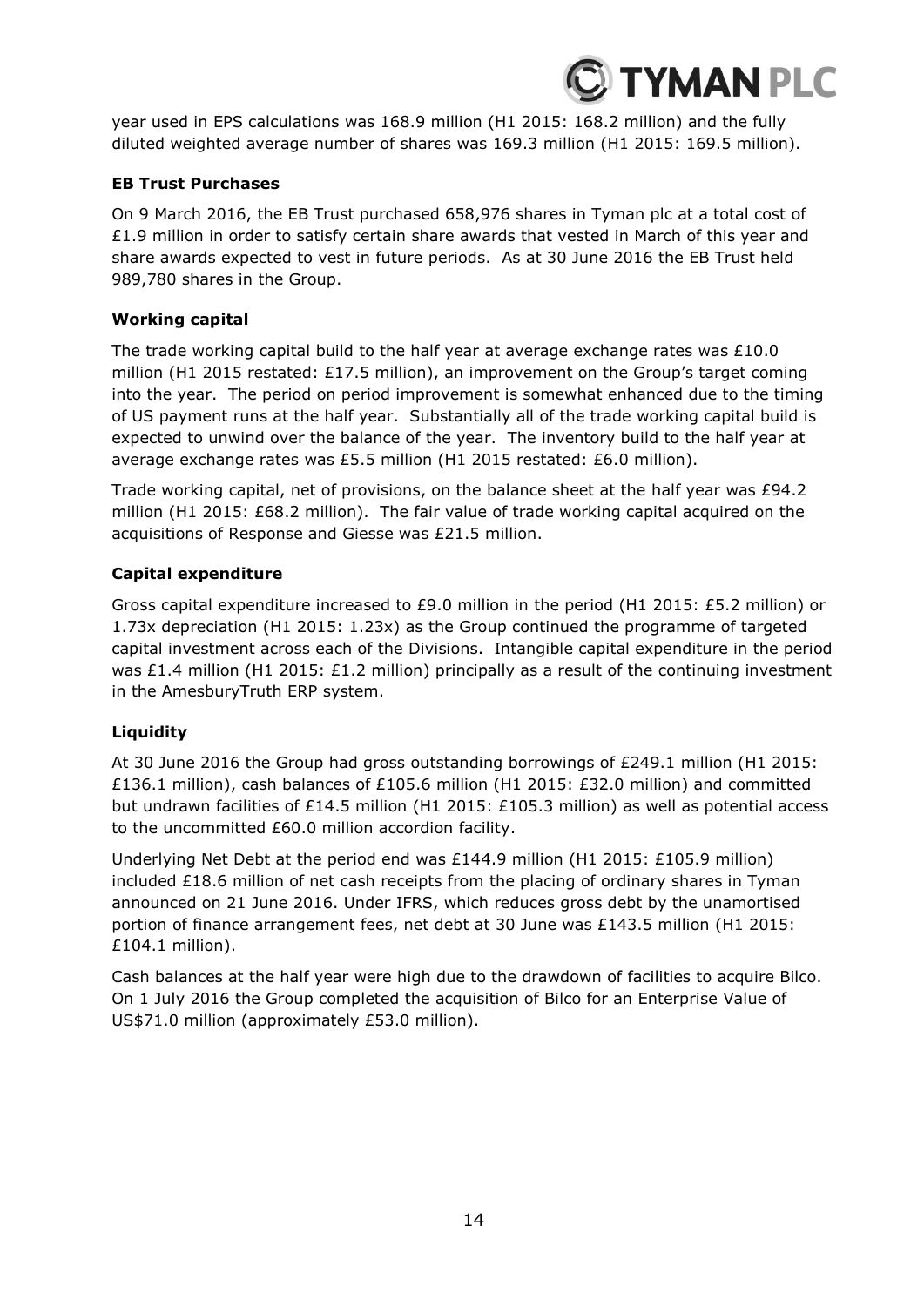year used in EPS calculations was 168.9 million (H1 2015: 168.2 million) and the fully diluted weighted average number of shares was 169.3 million (H1 2015: 169.5 million).

**EB Trust Purchases**

On 9 March 2016, the EB Trust purchased 658,976 shares in Tyman plc at a total cost of £1.9 million in order to satisfy certain share awards that vested in March of this year and share awards expected to vest in future periods. As at 30 June 2016 the EB Trust held 989,780 shares in the Group.

**Working capital**

The trade working capital build to the half year at average exchange rates was £10.0 million (H1 2015 restated: £17.5 million), an improvement on the Group's target coming into the year. The period on period improvement is somewhat enhanced due to the timing of US payment runs at the half year. Substantially all of the trade working capital build is expected to unwind over the balance of the year. The inventory build to the half year at average exchange rates was £5.5 million (H1 2015 restated: £6.0 million).

Trade working capital, net of provisions, on the balance sheet at the half year was £94.2 million (H1 2015: £68.2 million). The fair value of trade working capital acquired on the acquisitions of Response and Giesse was £21.5 million.

**Capital expenditure**

Gross capital expenditure increased to £9.0 million in the period (H1 2015: £5.2 million) or 1.73x depreciation (H1 2015: 1.23x) as the Group continued the programme of targeted capital investment across each of the Divisions. Intangible capital expenditure in the period was £1.4 million (H1 2015: £1.2 million) principally as a result of the continuing investment in the AmesburyTruth ERP system.

**Liquidity**

At 30 June 2016 the Group had gross outstanding borrowings of £249.1 million (H1 2015: £136.1 million), cash balances of £105.6 million (H1 2015: £32.0 million) and committed but undrawn facilities of £14.5 million (H1 2015: £105.3 million) as well as potential access to the uncommitted £60.0 million accordion facility.

Underlying Net Debt at the period end was £144.9 million (H1 2015: £105.9 million) included £18.6 million of net cash receipts from the placing of ordinary shares in Tyman announced on 21 June 2016. Under IFRS, which reduces gross debt by the unamortised portion of finance arrangement fees, net debt at 30 June was £143.5 million (H1 2015: £104.1 million).

Cash balances at the half year were high due to the drawdown of facilities to acquire Bilco. On 1 July 2016 the Group completed the acquisition of Bilco for an Enterprise Value of US$71.0 million (approximately £53.0 million).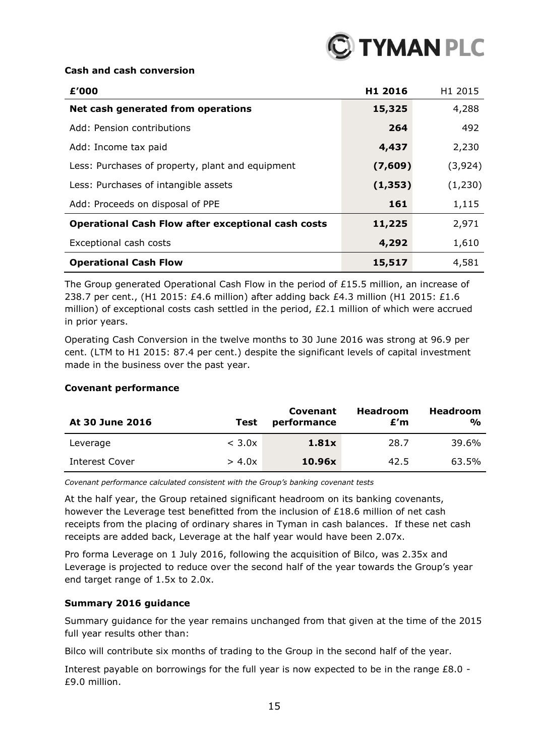**Cash and cash conversion**

| £'000 | H1 2016 | H1 2015 |
|---|---|---|
| **Net cash generated from operations** | **15,325** | 4,288 |
| Add: Pension contributions | **264** | 492 |
| Add: Income tax paid | **4,437** | 2,230 |
| Less: Purchases of property, plant and equipment | **(7,609)** | (3,924) |
| Less: Purchases of intangible assets | **(1,353)** | (1,230) |
| Add: Proceeds on disposal of PPE | **161** | 1,115 |
| **Operational Cash Flow after exceptional cash costs** | **11,225** | 2,971 |
| Exceptional cash costs | **4,292** | 1,610 |
| **Operational Cash Flow** | **15,517** | 4,581 |

The Group generated Operational Cash Flow in the period of £15.5 million, an increase of 238.7 per cent., (H1 2015: £4.6 million) after adding back £4.3 million (H1 2015: £1.6 million) of exceptional costs cash settled in the period, £2.1 million of which were accrued in prior years.

Operating Cash Conversion in the twelve months to 30 June 2016 was strong at 96.9 per cent. (LTM to H1 2015: 87.4 per cent.) despite the significant levels of capital investment made in the business over the past year.

**Covenant performance**

| At 30 June 2016 | Test | Covenant performance | Headroom £'m | Headroom % |
|---|---|---|---|---|
| Leverage | < 3.0x | **1.81x** | 28.7 | 39.6% |
| Interest Cover | > 4.0x | **10.96x** | 42.5 | 63.5% |

*Covenant performance calculated consistent with the Group's banking covenant tests*

At the half year, the Group retained significant headroom on its banking covenants, however the Leverage test benefitted from the inclusion of £18.6 million of net cash receipts from the placing of ordinary shares in Tyman in cash balances. If these net cash receipts are added back, Leverage at the half year would have been 2.07x.

Pro forma Leverage on 1 July 2016, following the acquisition of Bilco, was 2.35x and Leverage is projected to reduce over the second half of the year towards the Group's year end target range of 1.5x to 2.0x.

**Summary 2016 guidance**

Summary guidance for the year remains unchanged from that given at the time of the 2015 full year results other than:

Bilco will contribute six months of trading to the Group in the second half of the year.

Interest payable on borrowings for the full year is now expected to be in the range £8.0 - £9.0 million.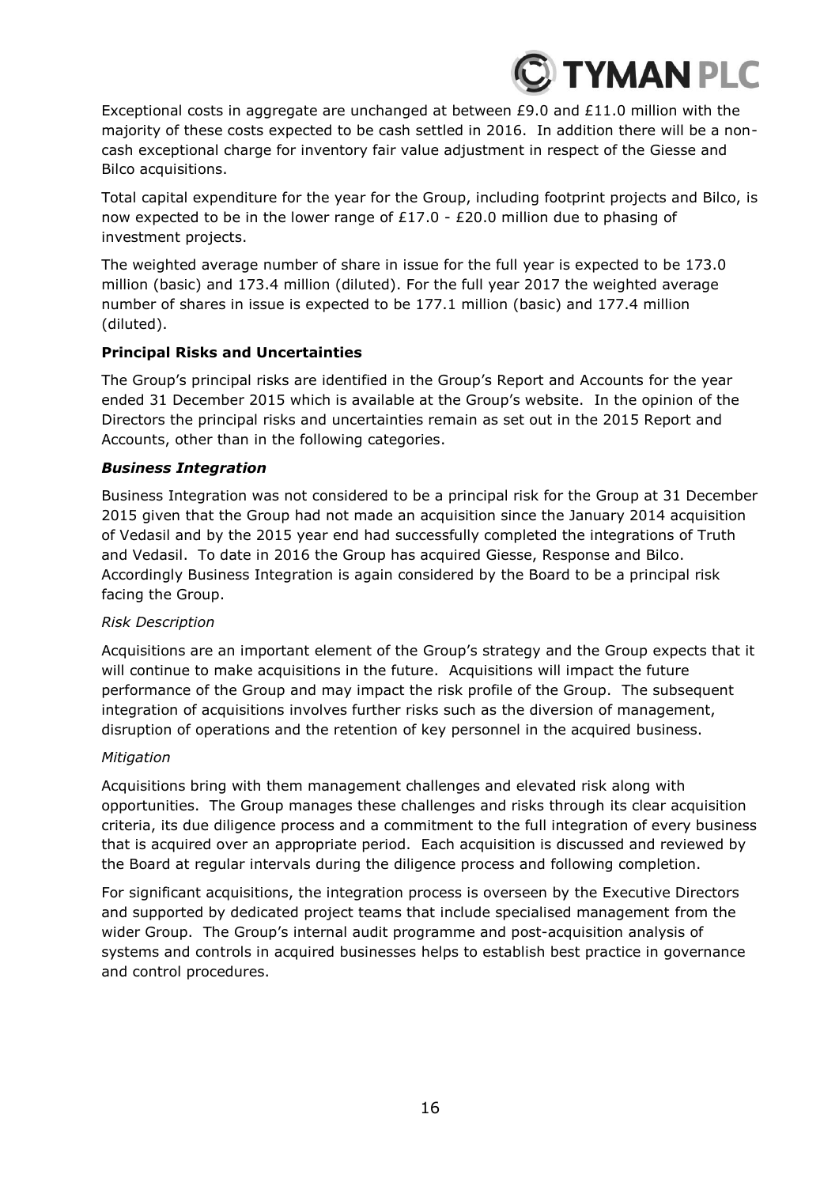Exceptional costs in aggregate are unchanged at between £9.0 and £11.0 million with the majority of these costs expected to be cash settled in 2016. In addition there will be a non-cash exceptional charge for inventory fair value adjustment in respect of the Giesse and Bilco acquisitions.

Total capital expenditure for the year for the Group, including footprint projects and Bilco, is now expected to be in the lower range of £17.0 - £20.0 million due to phasing of investment projects.

The weighted average number of share in issue for the full year is expected to be 173.0 million (basic) and 173.4 million (diluted). For the full year 2017 the weighted average number of shares in issue is expected to be 177.1 million (basic) and 177.4 million (diluted).

**Principal Risks and Uncertainties**

The Group's principal risks are identified in the Group's Report and Accounts for the year ended 31 December 2015 which is available at the Group's website. In the opinion of the Directors the principal risks and uncertainties remain as set out in the 2015 Report and Accounts, other than in the following categories.

***Business Integration***

Business Integration was not considered to be a principal risk for the Group at 31 December 2015 given that the Group had not made an acquisition since the January 2014 acquisition of Vedasil and by the 2015 year end had successfully completed the integrations of Truth and Vedasil. To date in 2016 the Group has acquired Giesse, Response and Bilco. Accordingly Business Integration is again considered by the Board to be a principal risk facing the Group.

*Risk Description*

Acquisitions are an important element of the Group's strategy and the Group expects that it will continue to make acquisitions in the future. Acquisitions will impact the future performance of the Group and may impact the risk profile of the Group. The subsequent integration of acquisitions involves further risks such as the diversion of management, disruption of operations and the retention of key personnel in the acquired business.

*Mitigation*

Acquisitions bring with them management challenges and elevated risk along with opportunities. The Group manages these challenges and risks through its clear acquisition criteria, its due diligence process and a commitment to the full integration of every business that is acquired over an appropriate period. Each acquisition is discussed and reviewed by the Board at regular intervals during the diligence process and following completion.

For significant acquisitions, the integration process is overseen by the Executive Directors and supported by dedicated project teams that include specialised management from the wider Group. The Group's internal audit programme and post-acquisition analysis of systems and controls in acquired businesses helps to establish best practice in governance and control procedures.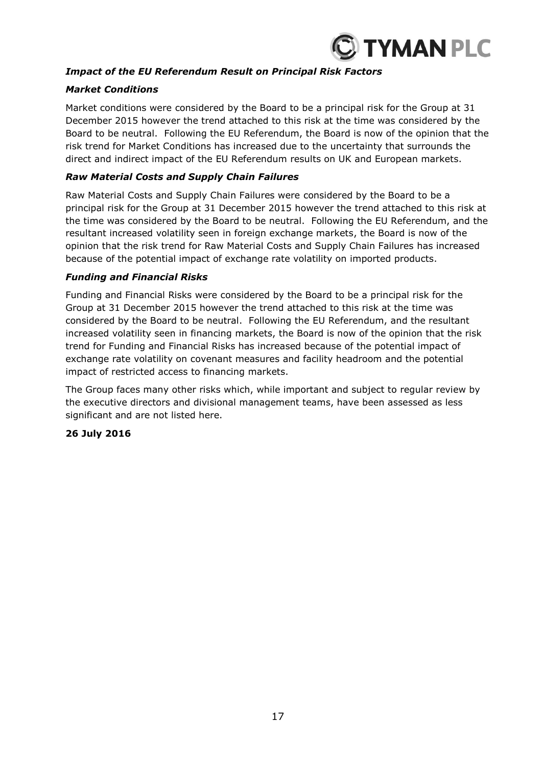### *Impact of the EU Referendum Result on Principal Risk Factors*

### *Market Conditions*

Market conditions were considered by the Board to be a principal risk for the Group at 31 December 2015 however the trend attached to this risk at the time was considered by the Board to be neutral. Following the EU Referendum, the Board is now of the opinion that the risk trend for Market Conditions has increased due to the uncertainty that surrounds the direct and indirect impact of the EU Referendum results on UK and European markets.

### *Raw Material Costs and Supply Chain Failures*

Raw Material Costs and Supply Chain Failures were considered by the Board to be a principal risk for the Group at 31 December 2015 however the trend attached to this risk at the time was considered by the Board to be neutral. Following the EU Referendum, and the resultant increased volatility seen in foreign exchange markets, the Board is now of the opinion that the risk trend for Raw Material Costs and Supply Chain Failures has increased because of the potential impact of exchange rate volatility on imported products.

### *Funding and Financial Risks*

Funding and Financial Risks were considered by the Board to be a principal risk for the Group at 31 December 2015 however the trend attached to this risk at the time was considered by the Board to be neutral. Following the EU Referendum, and the resultant increased volatility seen in financing markets, the Board is now of the opinion that the risk trend for Funding and Financial Risks has increased because of the potential impact of exchange rate volatility on covenant measures and facility headroom and the potential impact of restricted access to financing markets.

The Group faces many other risks which, while important and subject to regular review by the executive directors and divisional management teams, have been assessed as less significant and are not listed here.

**26 July 2016**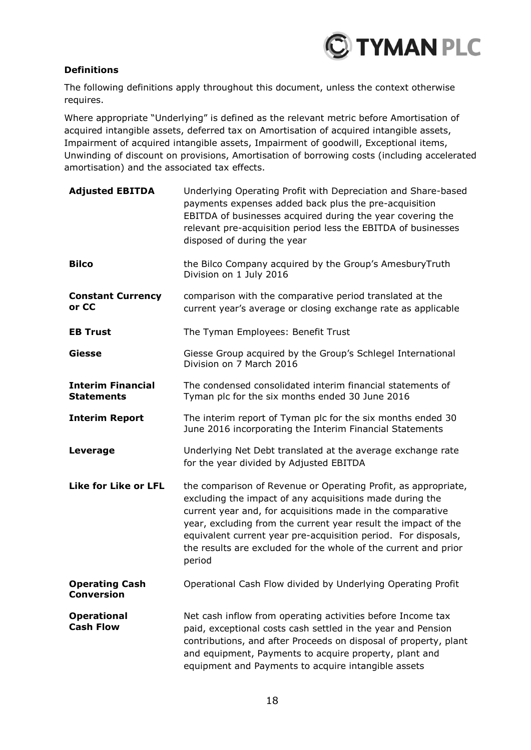## Definitions

The following definitions apply throughout this document, unless the context otherwise requires.

Where appropriate "Underlying" is defined as the relevant metric before Amortisation of acquired intangible assets, deferred tax on Amortisation of acquired intangible assets, Impairment of acquired intangible assets, Impairment of goodwill, Exceptional items, Unwinding of discount on provisions, Amortisation of borrowing costs (including accelerated amortisation) and the associated tax effects.

| | |
|---|---|
| **Adjusted EBITDA** | Underlying Operating Profit with Depreciation and Share-based payments expenses added back plus the pre-acquisition EBITDA of businesses acquired during the year covering the relevant pre-acquisition period less the EBITDA of businesses disposed of during the year |
| **Bilco** | the Bilco Company acquired by the Group's AmesburyTruth Division on 1 July 2016 |
| **Constant Currency or CC** | comparison with the comparative period translated at the current year's average or closing exchange rate as applicable |
| **EB Trust** | The Tyman Employees: Benefit Trust |
| **Giesse** | Giesse Group acquired by the Group's Schlegel International Division on 7 March 2016 |
| **Interim Financial Statements** | The condensed consolidated interim financial statements of Tyman plc for the six months ended 30 June 2016 |
| **Interim Report** | The interim report of Tyman plc for the six months ended 30 June 2016 incorporating the Interim Financial Statements |
| **Leverage** | Underlying Net Debt translated at the average exchange rate for the year divided by Adjusted EBITDA |
| **Like for Like or LFL** | the comparison of Revenue or Operating Profit, as appropriate, excluding the impact of any acquisitions made during the current year and, for acquisitions made in the comparative year, excluding from the current year result the impact of the equivalent current year pre-acquisition period. For disposals, the results are excluded for the whole of the current and prior period |
| **Operating Cash Conversion** | Operational Cash Flow divided by Underlying Operating Profit |
| **Operational Cash Flow** | Net cash inflow from operating activities before Income tax paid, exceptional costs cash settled in the year and Pension contributions, and after Proceeds on disposal of property, plant and equipment, Payments to acquire property, plant and equipment and Payments to acquire intangible assets |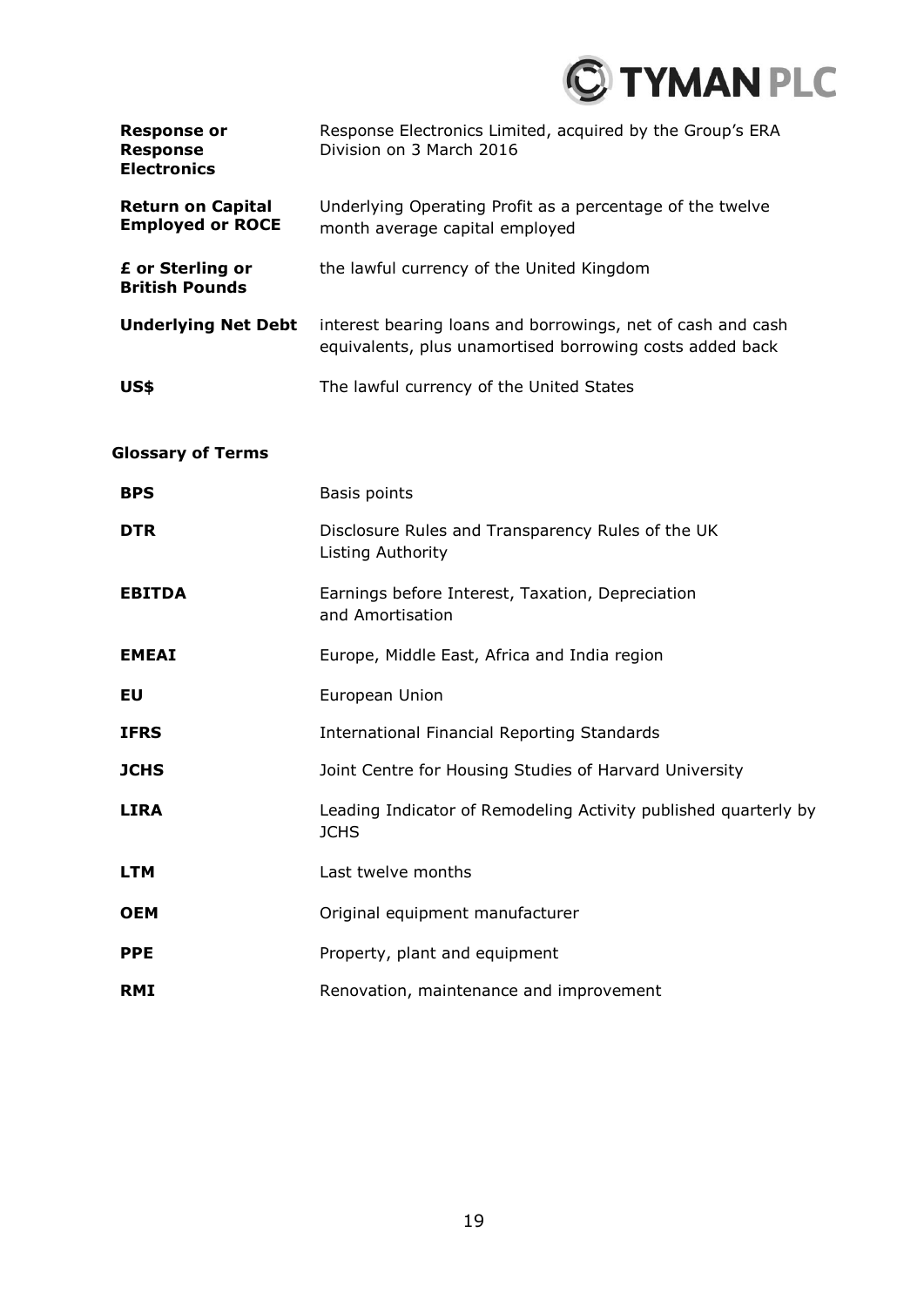| | |
|---|---|
| **Response or Response Electronics** | Response Electronics Limited, acquired by the Group's ERA Division on 3 March 2016 |
| **Return on Capital Employed or ROCE** | Underlying Operating Profit as a percentage of the twelve month average capital employed |
| **£ or Sterling or British Pounds** | the lawful currency of the United Kingdom |
| **Underlying Net Debt** | interest bearing loans and borrowings, net of cash and cash equivalents, plus unamortised borrowing costs added back |
| **US$** | The lawful currency of the United States |

**Glossary of Terms**

| | |
|---|---|
| **BPS** | Basis points |
| **DTR** | Disclosure Rules and Transparency Rules of the UK Listing Authority |
| **EBITDA** | Earnings before Interest, Taxation, Depreciation and Amortisation |
| **EMEAI** | Europe, Middle East, Africa and India region |
| **EU** | European Union |
| **IFRS** | International Financial Reporting Standards |
| **JCHS** | Joint Centre for Housing Studies of Harvard University |
| **LIRA** | Leading Indicator of Remodeling Activity published quarterly by JCHS |
| **LTM** | Last twelve months |
| **OEM** | Original equipment manufacturer |
| **PPE** | Property, plant and equipment |
| **RMI** | Renovation, maintenance and improvement |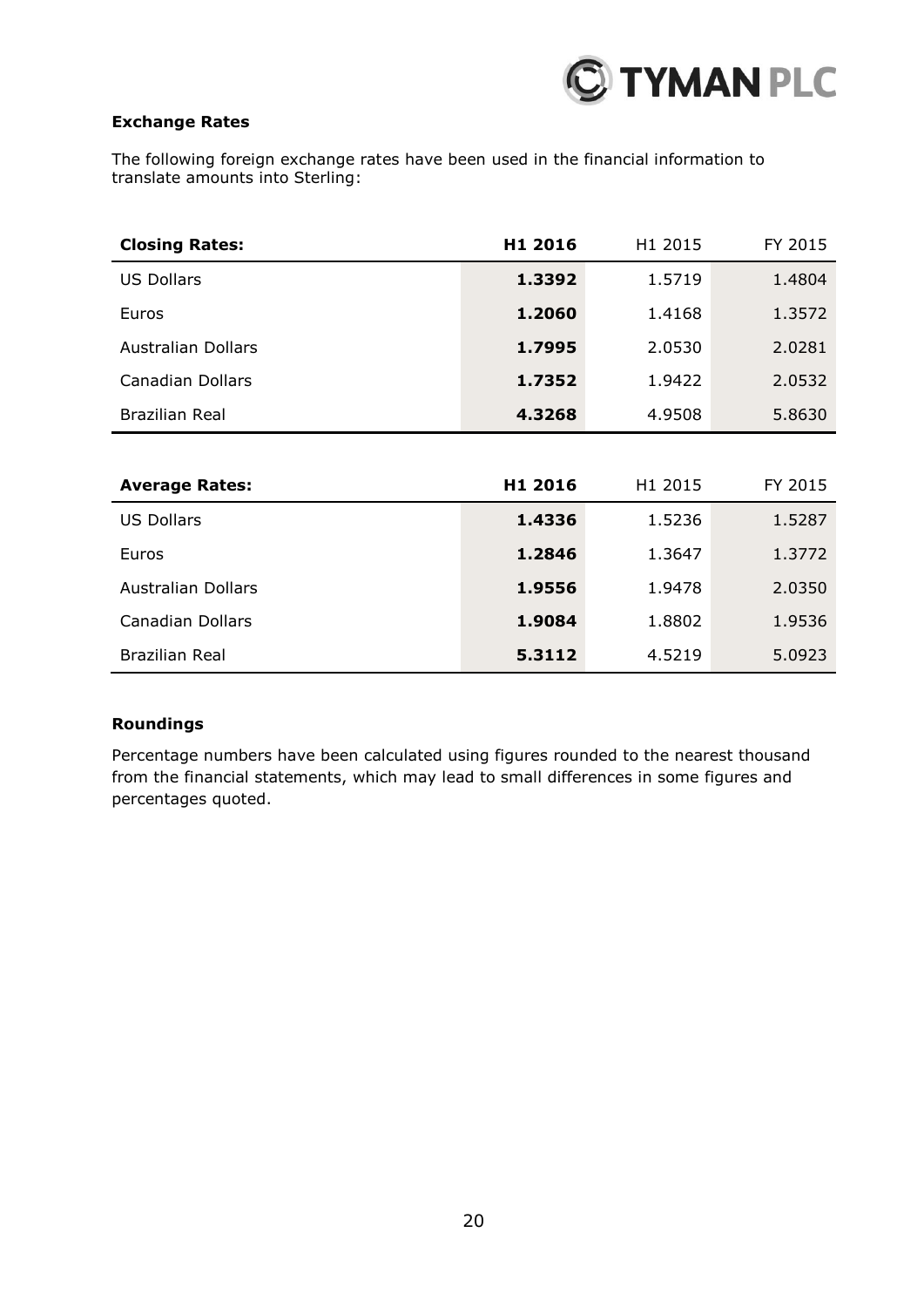**Exchange Rates**

The following foreign exchange rates have been used in the financial information to translate amounts into Sterling:

| Closing Rates: | H1 2016 | H1 2015 | FY 2015 |
|---|---|---|---|
| US Dollars | **1.3392** | 1.5719 | 1.4804 |
| Euros | **1.2060** | 1.4168 | 1.3572 |
| Australian Dollars | **1.7995** | 2.0530 | 2.0281 |
| Canadian Dollars | **1.7352** | 1.9422 | 2.0532 |
| Brazilian Real | **4.3268** | 4.9508 | 5.8630 |

| Average Rates: | H1 2016 | H1 2015 | FY 2015 |
|---|---|---|---|
| US Dollars | **1.4336** | 1.5236 | 1.5287 |
| Euros | **1.2846** | 1.3647 | 1.3772 |
| Australian Dollars | **1.9556** | 1.9478 | 2.0350 |
| Canadian Dollars | **1.9084** | 1.8802 | 1.9536 |
| Brazilian Real | **5.3112** | 4.5219 | 5.0923 |

**Roundings**

Percentage numbers have been calculated using figures rounded to the nearest thousand from the financial statements, which may lead to small differences in some figures and percentages quoted.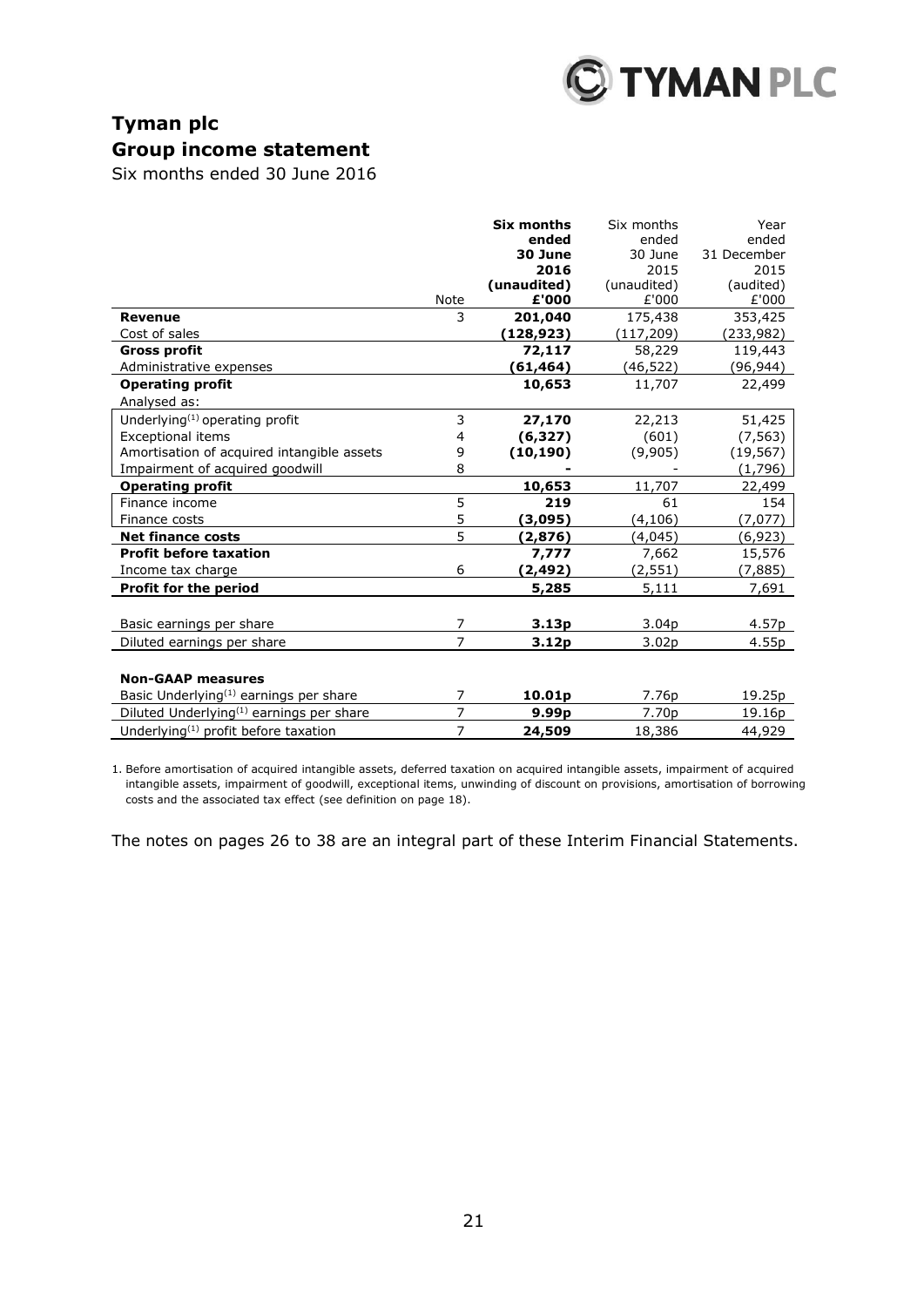# Tyman plc

## Group income statement

Six months ended 30 June 2016

| | Note | **Six months ended 30 June 2016 (unaudited) £'000** | Six months ended 30 June 2015 (unaudited) £'000 | Year ended 31 December 2015 (audited) £'000 |
|---|---|---|---|---|
| **Revenue** | 3 | **201,040** | 175,438 | 353,425 |
| Cost of sales | | **(128,923)** | (117,209) | (233,982) |
| **Gross profit** | | **72,117** | 58,229 | 119,443 |
| Administrative expenses | | **(61,464)** | (46,522) | (96,944) |
| **Operating profit** | | **10,653** | 11,707 | 22,499 |
| Analysed as: | | | | |
| Underlying[(1)] operating profit | 3 | **27,170** | 22,213 | 51,425 |
| Exceptional items | 4 | **(6,327)** | (601) | (7,563) |
| Amortisation of acquired intangible assets | 9 | **(10,190)** | (9,905) | (19,567) |
| Impairment of acquired goodwill | 8 | **-** | - | (1,796) |
| **Operating profit** | | **10,653** | 11,707 | 22,499 |
| Finance income | 5 | **219** | 61 | 154 |
| Finance costs | 5 | **(3,095)** | (4,106) | (7,077) |
| **Net finance costs** | 5 | **(2,876)** | (4,045) | (6,923) |
| **Profit before taxation** | | **7,777** | 7,662 | 15,576 |
| Income tax charge | 6 | **(2,492)** | (2,551) | (7,885) |
| **Profit for the period** | | **5,285** | 5,111 | 7,691 |
| | | | | |
| Basic earnings per share | 7 | **3.13p** | 3.04p | 4.57p |
| Diluted earnings per share | 7 | **3.12p** | 3.02p | 4.55p |
| | | | | |
| **Non-GAAP measures** | | | | |
| Basic Underlying[(1)] earnings per share | 7 | **10.01p** | 7.76p | 19.25p |
| Diluted Underlying[(1)] earnings per share | 7 | **9.99p** | 7.70p | 19.16p |
| Underlying[(1)] profit before taxation | 7 | **24,509** | 18,386 | 44,929 |

1. Before amortisation of acquired intangible assets, deferred taxation on acquired intangible assets, impairment of acquired intangible assets, impairment of goodwill, exceptional items, unwinding of discount on provisions, amortisation of borrowing costs and the associated tax effect (see definition on page 18).

The notes on pages 26 to 38 are an integral part of these Interim Financial Statements.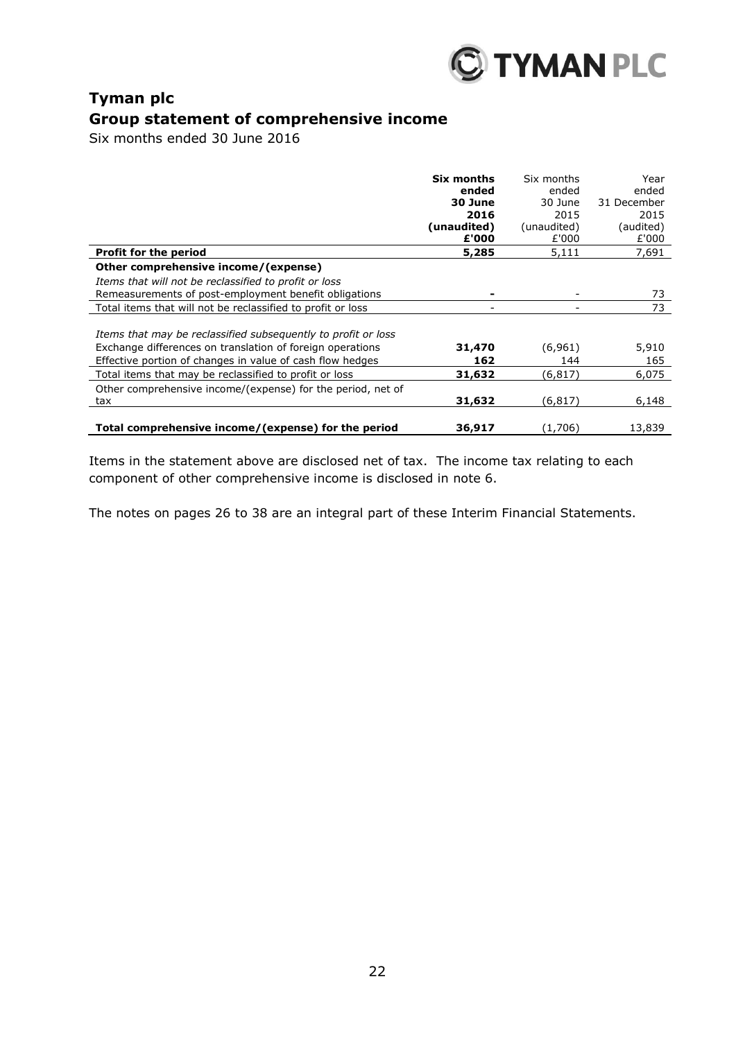# Tyman plc

## Group statement of comprehensive income

Six months ended 30 June 2016

| | **Six months ended 30 June 2016 (unaudited) £'000** | Six months ended 30 June 2015 (unaudited) £'000 | Year ended 31 December 2015 (audited) £'000 |
|---|---|---|---|
| **Profit for the period** | **5,285** | 5,111 | 7,691 |
| **Other comprehensive income/(expense)** | | | |
| *Items that will not be reclassified to profit or loss* | | | |
| Remeasurements of post-employment benefit obligations | **-** | - | 73 |
| Total items that will not be reclassified to profit or loss | - | - | 73 |
| *Items that may be reclassified subsequently to profit or loss* | | | |
| Exchange differences on translation of foreign operations | **31,470** | (6,961) | 5,910 |
| Effective portion of changes in value of cash flow hedges | **162** | 144 | 165 |
| Total items that may be reclassified to profit or loss | **31,632** | (6,817) | 6,075 |
| Other comprehensive income/(expense) for the period, net of tax | **31,632** | (6,817) | 6,148 |
| **Total comprehensive income/(expense) for the period** | **36,917** | (1,706) | 13,839 |

Items in the statement above are disclosed net of tax. The income tax relating to each component of other comprehensive income is disclosed in note 6.

The notes on pages 26 to 38 are an integral part of these Interim Financial Statements.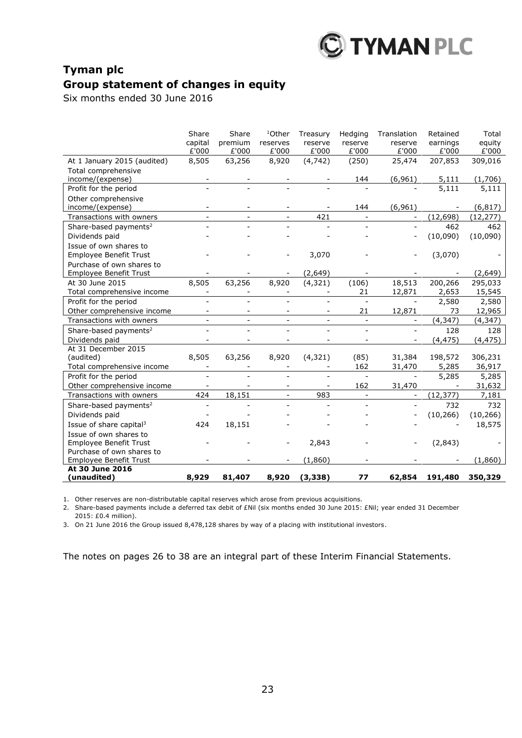# Tyman plc

## Group statement of changes in equity

Six months ended 30 June 2016

| | Share capital £'000 | Share premium £'000 | [1]Other reserves £'000 | Treasury reserve £'000 | Hedging reserve £'000 | Translation reserve £'000 | Retained earnings £'000 | Total equity £'000 |
|---|---|---|---|---|---|---|---|---|
| At 1 January 2015 (audited) | 8,505 | 63,256 | 8,920 | (4,742) | (250) | 25,474 | 207,853 | 309,016 |
| Total comprehensive income/(expense) | - | - | - | - | 144 | (6,961) | 5,111 | (1,706) |
| Profit for the period | - | - | - | - | - | - | 5,111 | 5,111 |
| Other comprehensive income/(expense) | - | - | - | - | 144 | (6,961) | - | (6,817) |
| Transactions with owners | - | - | - | 421 | - | - | (12,698) | (12,277) |
| Share-based payments[2] | - | - | - | - | - | - | 462 | 462 |
| Dividends paid | - | - | - | - | - | - | (10,090) | (10,090) |
| Issue of own shares to Employee Benefit Trust | - | - | - | 3,070 | - | - | (3,070) | - |
| Purchase of own shares to Employee Benefit Trust | - | - | - | (2,649) | - | - | - | (2,649) |
| At 30 June 2015 | 8,505 | 63,256 | 8,920 | (4,321) | (106) | 18,513 | 200,266 | 295,033 |
| Total comprehensive income | - | - | - | - | 21 | 12,871 | 2,653 | 15,545 |
| Profit for the period | - | - | - | - | - | - | 2,580 | 2,580 |
| Other comprehensive income | - | - | - | - | 21 | 12,871 | 73 | 12,965 |
| Transactions with owners | - | - | - | - | - | - | (4,347) | (4,347) |
| Share-based payments[2] | - | - | - | - | - | - | 128 | 128 |
| Dividends paid | - | - | - | - | - | - | (4,475) | (4,475) |
| At 31 December 2015 (audited) | 8,505 | 63,256 | 8,920 | (4,321) | (85) | 31,384 | 198,572 | 306,231 |
| Total comprehensive income | - | - | - | - | 162 | 31,470 | 5,285 | 36,917 |
| Profit for the period | - | - | - | - | - | - | 5,285 | 5,285 |
| Other comprehensive income | - | - | - | - | 162 | 31,470 | - | 31,632 |
| Transactions with owners | 424 | 18,151 | - | 983 | - | - | (12,377) | 7,181 |
| Share-based payments[2] | - | - | - | - | - | - | 732 | 732 |
| Dividends paid | - | - | - | - | - | - | (10,266) | (10,266) |
| Issue of share capital[3] | 424 | 18,151 | - | - | - | - | - | 18,575 |
| Issue of own shares to Employee Benefit Trust | - | - | - | 2,843 | - | - | (2,843) | - |
| Purchase of own shares to Employee Benefit Trust | - | - | - | (1,860) | - | - | - | (1,860) |
| **At 30 June 2016 (unaudited)** | **8,929** | **81,407** | **8,920** | **(3,338)** | **77** | **62,854** | **191,480** | **350,329** |

1. Other reserves are non-distributable capital reserves which arose from previous acquisitions.
2. Share-based payments include a deferred tax debit of £Nil (six months ended 30 June 2015: £Nil; year ended 31 December 2015: £0.4 million).
3. On 21 June 2016 the Group issued 8,478,128 shares by way of a placing with institutional investors.

The notes on pages 26 to 38 are an integral part of these Interim Financial Statements.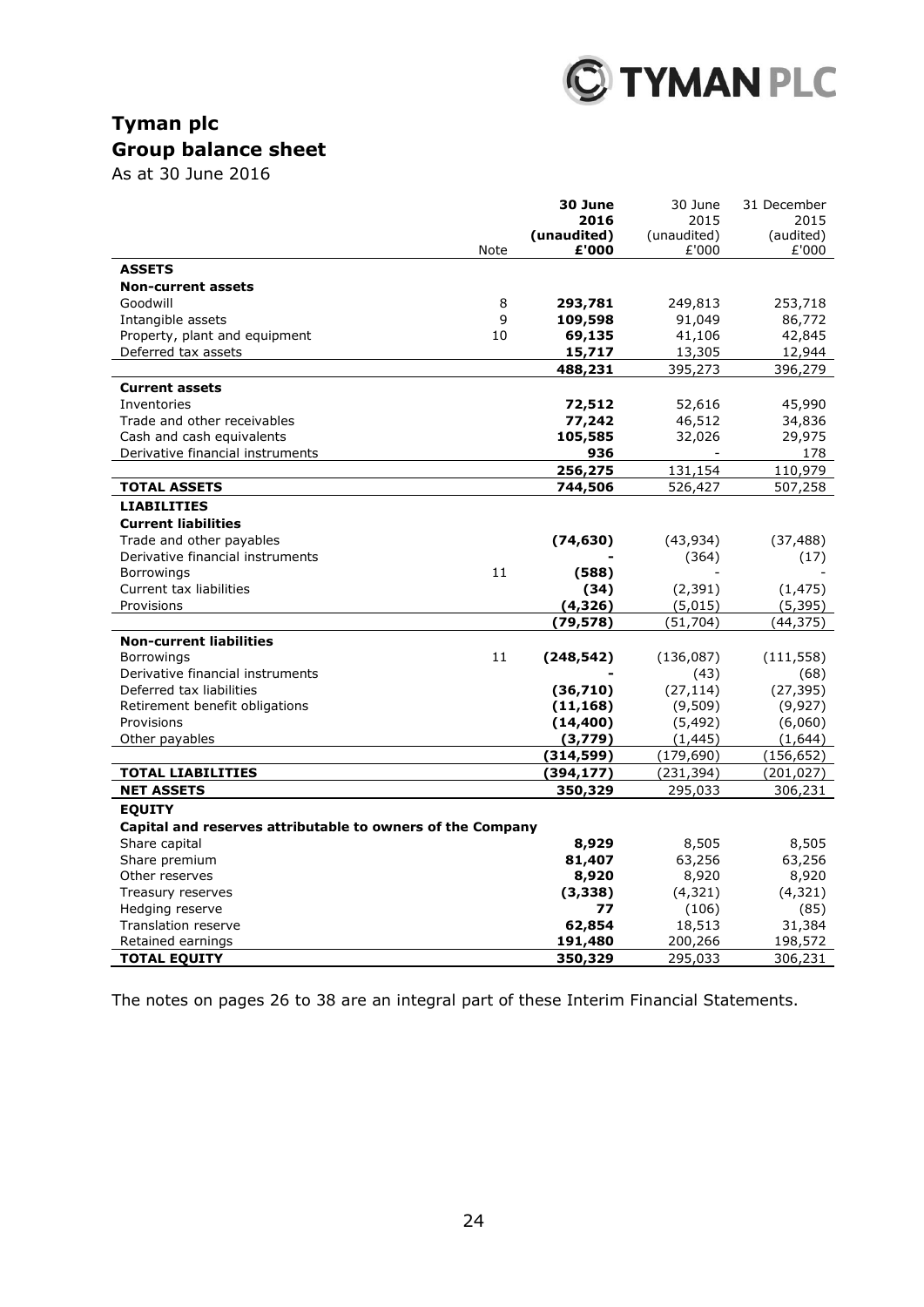# Tyman plc
## Group balance sheet

As at 30 June 2016

| | Note | **30 June 2016 (unaudited) £'000** | 30 June 2015 (unaudited) £'000 | 31 December 2015 (audited) £'000 |
|---|---|---|---|---|
| **ASSETS** | | | | |
| **Non-current assets** | | | | |
| Goodwill | 8 | **293,781** | 249,813 | 253,718 |
| Intangible assets | 9 | **109,598** | 91,049 | 86,772 |
| Property, plant and equipment | 10 | **69,135** | 41,106 | 42,845 |
| Deferred tax assets | | **15,717** | 13,305 | 12,944 |
| | | **488,231** | 395,273 | 396,279 |
| **Current assets** | | | | |
| Inventories | | **72,512** | 52,616 | 45,990 |
| Trade and other receivables | | **77,242** | 46,512 | 34,836 |
| Cash and cash equivalents | | **105,585** | 32,026 | 29,975 |
| Derivative financial instruments | | **936** | - | 178 |
| | | **256,275** | 131,154 | 110,979 |
| **TOTAL ASSETS** | | **744,506** | 526,427 | 507,258 |
| **LIABILITIES** | | | | |
| **Current liabilities** | | | | |
| Trade and other payables | | **(74,630)** | (43,934) | (37,488) |
| Derivative financial instruments | | **-** | (364) | (17) |
| Borrowings | 11 | **(588)** | - | - |
| Current tax liabilities | | **(34)** | (2,391) | (1,475) |
| Provisions | | **(4,326)** | (5,015) | (5,395) |
| | | **(79,578)** | (51,704) | (44,375) |
| **Non-current liabilities** | | | | |
| Borrowings | 11 | **(248,542)** | (136,087) | (111,558) |
| Derivative financial instruments | | **-** | (43) | (68) |
| Deferred tax liabilities | | **(36,710)** | (27,114) | (27,395) |
| Retirement benefit obligations | | **(11,168)** | (9,509) | (9,927) |
| Provisions | | **(14,400)** | (5,492) | (6,060) |
| Other payables | | **(3,779)** | (1,445) | (1,644) |
| | | **(314,599)** | (179,690) | (156,652) |
| **TOTAL LIABILITIES** | | **(394,177)** | (231,394) | (201,027) |
| **NET ASSETS** | | **350,329** | 295,033 | 306,231 |
| **EQUITY** | | | | |
| **Capital and reserves attributable to owners of the Company** | | | | |
| Share capital | | **8,929** | 8,505 | 8,505 |
| Share premium | | **81,407** | 63,256 | 63,256 |
| Other reserves | | **8,920** | 8,920 | 8,920 |
| Treasury reserves | | **(3,338)** | (4,321) | (4,321) |
| Hedging reserve | | **77** | (106) | (85) |
| Translation reserve | | **62,854** | 18,513 | 31,384 |
| Retained earnings | | **191,480** | 200,266 | 198,572 |
| **TOTAL EQUITY** | | **350,329** | 295,033 | 306,231 |

The notes on pages 26 to 38 are an integral part of these Interim Financial Statements.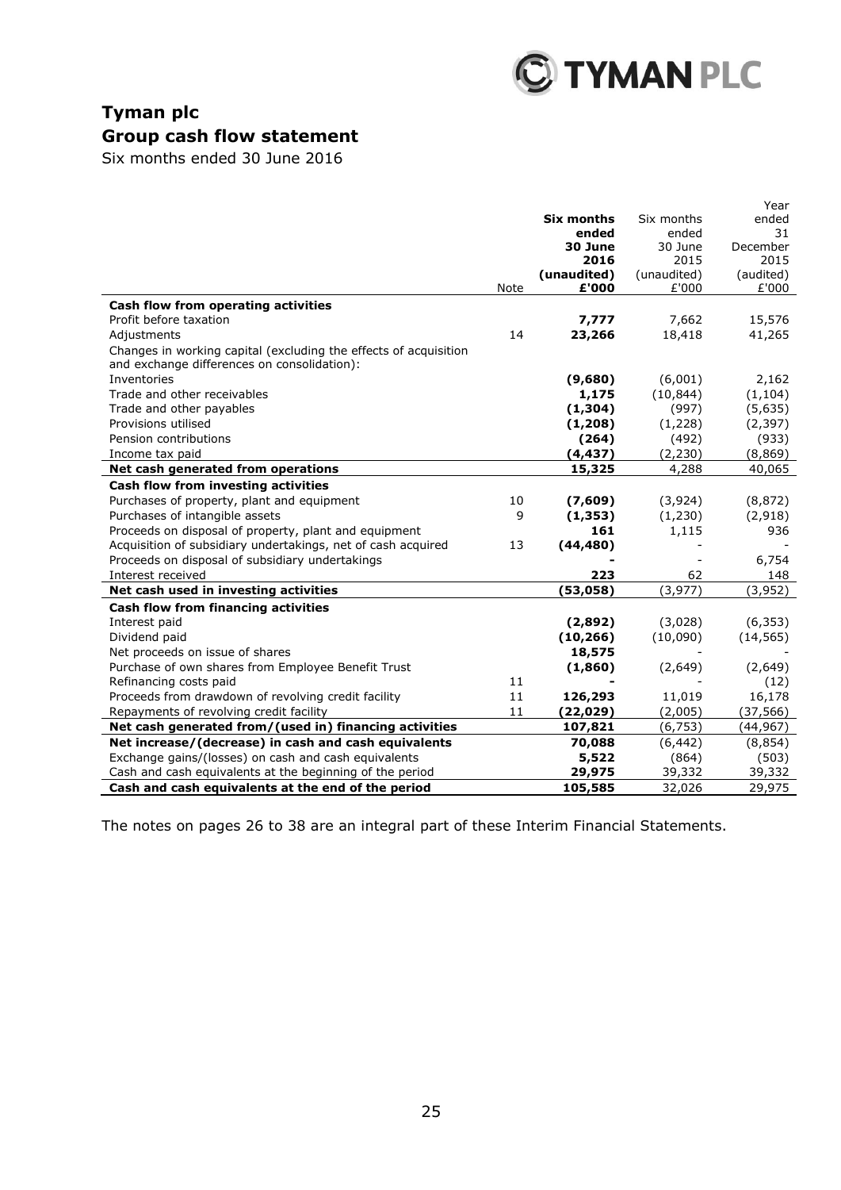# Tyman plc

## Group cash flow statement

Six months ended 30 June 2016

| | Note | **Six months ended 30 June 2016 (unaudited) £'000** | Six months ended 30 June 2015 (unaudited) £'000 | Year ended 31 December 2015 (audited) £'000 |
|---|---|---|---|---|
| **Cash flow from operating activities** | | | | |
| Profit before taxation | | **7,777** | 7,662 | 15,576 |
| Adjustments | 14 | **23,266** | 18,418 | 41,265 |
| Changes in working capital (excluding the effects of acquisition and exchange differences on consolidation): | | | | |
| Inventories | | **(9,680)** | (6,001) | 2,162 |
| Trade and other receivables | | **1,175** | (10,844) | (1,104) |
| Trade and other payables | | **(1,304)** | (997) | (5,635) |
| Provisions utilised | | **(1,208)** | (1,228) | (2,397) |
| Pension contributions | | **(264)** | (492) | (933) |
| Income tax paid | | **(4,437)** | (2,230) | (8,869) |
| **Net cash generated from operations** | | **15,325** | 4,288 | 40,065 |
| **Cash flow from investing activities** | | | | |
| Purchases of property, plant and equipment | 10 | **(7,609)** | (3,924) | (8,872) |
| Purchases of intangible assets | 9 | **(1,353)** | (1,230) | (2,918) |
| Proceeds on disposal of property, plant and equipment | | **161** | 1,115 | 936 |
| Acquisition of subsidiary undertakings, net of cash acquired | 13 | **(44,480)** | - | - |
| Proceeds on disposal of subsidiary undertakings | | **-** | - | 6,754 |
| Interest received | | **223** | 62 | 148 |
| **Net cash used in investing activities** | | **(53,058)** | (3,977) | (3,952) |
| **Cash flow from financing activities** | | | | |
| Interest paid | | **(2,892)** | (3,028) | (6,353) |
| Dividend paid | | **(10,266)** | (10,090) | (14,565) |
| Net proceeds on issue of shares | | **18,575** | - | - |
| Purchase of own shares from Employee Benefit Trust | | **(1,860)** | (2,649) | (2,649) |
| Refinancing costs paid | 11 | **-** | - | (12) |
| Proceeds from drawdown of revolving credit facility | 11 | **126,293** | 11,019 | 16,178 |
| Repayments of revolving credit facility | 11 | **(22,029)** | (2,005) | (37,566) |
| **Net cash generated from/(used in) financing activities** | | **107,821** | (6,753) | (44,967) |
| **Net increase/(decrease) in cash and cash equivalents** | | **70,088** | (6,442) | (8,854) |
| Exchange gains/(losses) on cash and cash equivalents | | **5,522** | (864) | (503) |
| Cash and cash equivalents at the beginning of the period | | **29,975** | 39,332 | 39,332 |
| **Cash and cash equivalents at the end of the period** | | **105,585** | 32,026 | 29,975 |

The notes on pages 26 to 38 are an integral part of these Interim Financial Statements.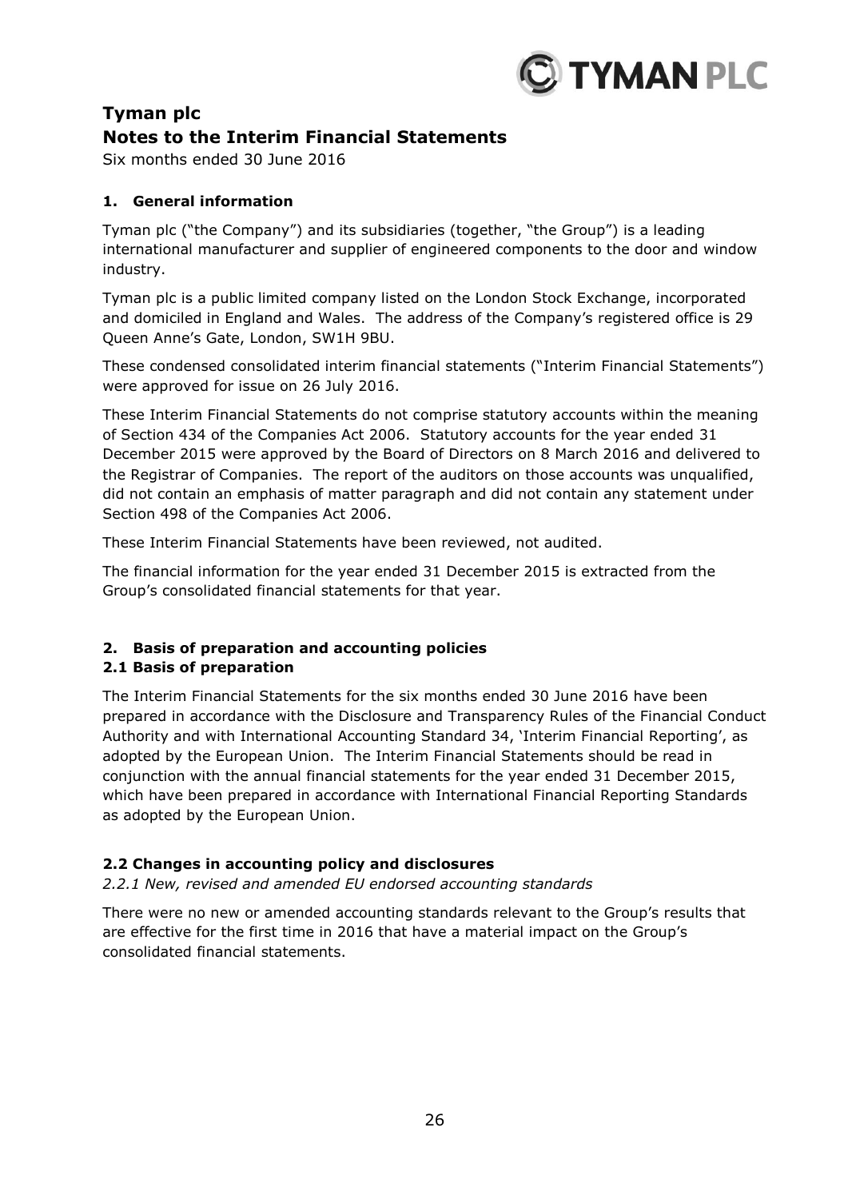# Tyman plc

## Notes to the Interim Financial Statements

Six months ended 30 June 2016

### 1. General information

Tyman plc ("the Company") and its subsidiaries (together, "the Group") is a leading international manufacturer and supplier of engineered components to the door and window industry.

Tyman plc is a public limited company listed on the London Stock Exchange, incorporated and domiciled in England and Wales. The address of the Company's registered office is 29 Queen Anne's Gate, London, SW1H 9BU.

These condensed consolidated interim financial statements ("Interim Financial Statements") were approved for issue on 26 July 2016.

These Interim Financial Statements do not comprise statutory accounts within the meaning of Section 434 of the Companies Act 2006. Statutory accounts for the year ended 31 December 2015 were approved by the Board of Directors on 8 March 2016 and delivered to the Registrar of Companies. The report of the auditors on those accounts was unqualified, did not contain an emphasis of matter paragraph and did not contain any statement under Section 498 of the Companies Act 2006.

These Interim Financial Statements have been reviewed, not audited.

The financial information for the year ended 31 December 2015 is extracted from the Group's consolidated financial statements for that year.

### 2. Basis of preparation and accounting policies

#### 2.1 Basis of preparation

The Interim Financial Statements for the six months ended 30 June 2016 have been prepared in accordance with the Disclosure and Transparency Rules of the Financial Conduct Authority and with International Accounting Standard 34, 'Interim Financial Reporting', as adopted by the European Union. The Interim Financial Statements should be read in conjunction with the annual financial statements for the year ended 31 December 2015, which have been prepared in accordance with International Financial Reporting Standards as adopted by the European Union.

#### 2.2 Changes in accounting policy and disclosures

*2.2.1 New, revised and amended EU endorsed accounting standards*

There were no new or amended accounting standards relevant to the Group's results that are effective for the first time in 2016 that have a material impact on the Group's consolidated financial statements.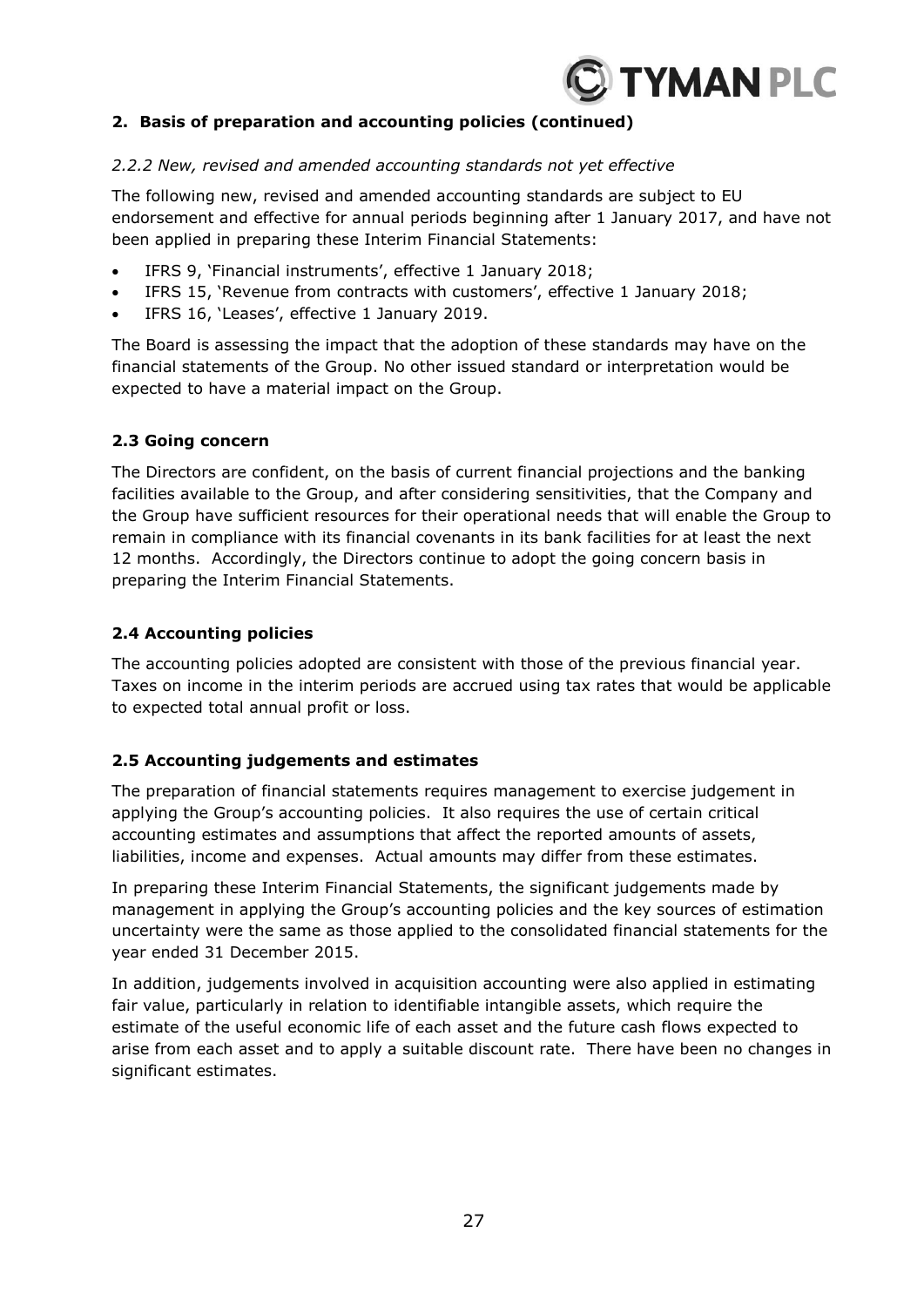## 2. Basis of preparation and accounting policies (continued)

*2.2.2 New, revised and amended accounting standards not yet effective*

The following new, revised and amended accounting standards are subject to EU endorsement and effective for annual periods beginning after 1 January 2017, and have not been applied in preparing these Interim Financial Statements:

- IFRS 9, 'Financial instruments', effective 1 January 2018;
- IFRS 15, 'Revenue from contracts with customers', effective 1 January 2018;
- IFRS 16, 'Leases', effective 1 January 2019.

The Board is assessing the impact that the adoption of these standards may have on the financial statements of the Group. No other issued standard or interpretation would be expected to have a material impact on the Group.

### 2.3 Going concern

The Directors are confident, on the basis of current financial projections and the banking facilities available to the Group, and after considering sensitivities, that the Company and the Group have sufficient resources for their operational needs that will enable the Group to remain in compliance with its financial covenants in its bank facilities for at least the next 12 months. Accordingly, the Directors continue to adopt the going concern basis in preparing the Interim Financial Statements.

### 2.4 Accounting policies

The accounting policies adopted are consistent with those of the previous financial year. Taxes on income in the interim periods are accrued using tax rates that would be applicable to expected total annual profit or loss.

### 2.5 Accounting judgements and estimates

The preparation of financial statements requires management to exercise judgement in applying the Group's accounting policies. It also requires the use of certain critical accounting estimates and assumptions that affect the reported amounts of assets, liabilities, income and expenses. Actual amounts may differ from these estimates.

In preparing these Interim Financial Statements, the significant judgements made by management in applying the Group's accounting policies and the key sources of estimation uncertainty were the same as those applied to the consolidated financial statements for the year ended 31 December 2015.

In addition, judgements involved in acquisition accounting were also applied in estimating fair value, particularly in relation to identifiable intangible assets, which require the estimate of the useful economic life of each asset and the future cash flows expected to arise from each asset and to apply a suitable discount rate. There have been no changes in significant estimates.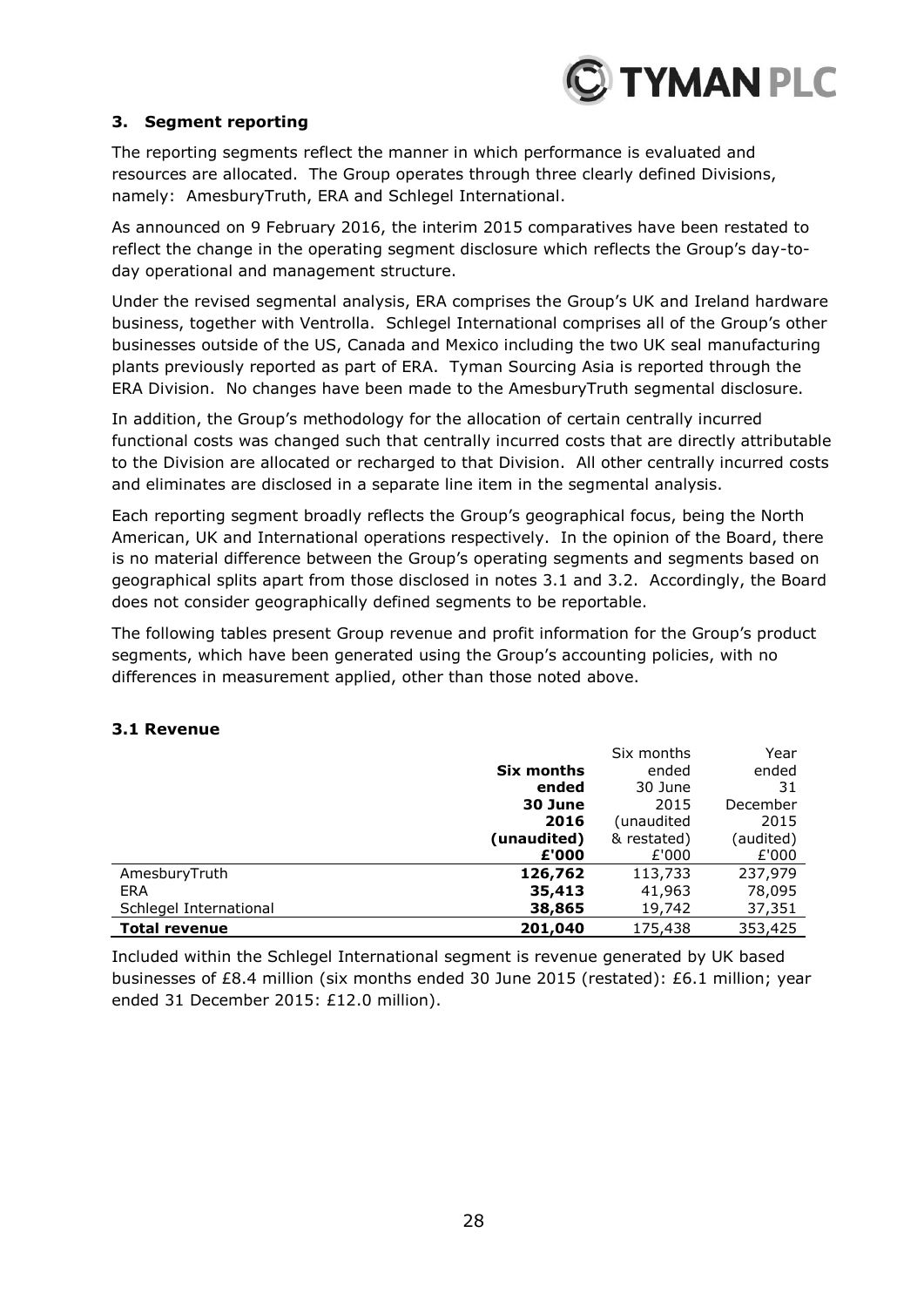### 3. Segment reporting

The reporting segments reflect the manner in which performance is evaluated and resources are allocated. The Group operates through three clearly defined Divisions, namely: AmesburyTruth, ERA and Schlegel International.

As announced on 9 February 2016, the interim 2015 comparatives have been restated to reflect the change in the operating segment disclosure which reflects the Group's day-to-day operational and management structure.

Under the revised segmental analysis, ERA comprises the Group's UK and Ireland hardware business, together with Ventrolla. Schlegel International comprises all of the Group's other businesses outside of the US, Canada and Mexico including the two UK seal manufacturing plants previously reported as part of ERA. Tyman Sourcing Asia is reported through the ERA Division. No changes have been made to the AmesburyTruth segmental disclosure.

In addition, the Group's methodology for the allocation of certain centrally incurred functional costs was changed such that centrally incurred costs that are directly attributable to the Division are allocated or recharged to that Division. All other centrally incurred costs and eliminates are disclosed in a separate line item in the segmental analysis.

Each reporting segment broadly reflects the Group's geographical focus, being the North American, UK and International operations respectively. In the opinion of the Board, there is no material difference between the Group's operating segments and segments based on geographical splits apart from those disclosed in notes 3.1 and 3.2. Accordingly, the Board does not consider geographically defined segments to be reportable.

The following tables present Group revenue and profit information for the Group's product segments, which have been generated using the Group's accounting policies, with no differences in measurement applied, other than those noted above.

#### 3.1 Revenue

| | **Six months ended 30 June 2016 (unaudited) £'000** | Six months ended 30 June 2015 (unaudited & restated) £'000 | Year ended 31 December 2015 (audited) £'000 |
|---|---|---|---|
| AmesburyTruth | **126,762** | 113,733 | 237,979 |
| ERA | **35,413** | 41,963 | 78,095 |
| Schlegel International | **38,865** | 19,742 | 37,351 |
| **Total revenue** | **201,040** | 175,438 | 353,425 |

Included within the Schlegel International segment is revenue generated by UK based businesses of £8.4 million (six months ended 30 June 2015 (restated): £6.1 million; year ended 31 December 2015: £12.0 million).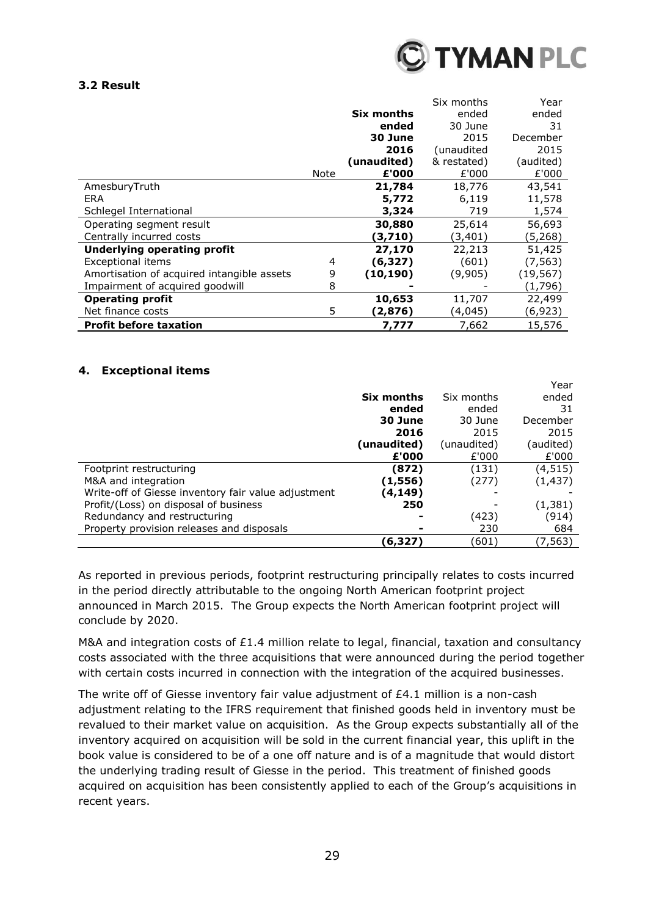### 3.2 Result

| | Note | Six months ended 30 June 2016 (unaudited) £'000 | Six months ended 30 June 2015 (unaudited & restated) £'000 | Year ended 31 December 2015 (audited) £'000 |
|---|---|---|---|---|
| AmesburyTruth | | **21,784** | 18,776 | 43,541 |
| ERA | | **5,772** | 6,119 | 11,578 |
| Schlegel International | | **3,324** | 719 | 1,574 |
| Operating segment result | | **30,880** | 25,614 | 56,693 |
| Centrally incurred costs | | **(3,710)** | (3,401) | (5,268) |
| **Underlying operating profit** | | **27,170** | 22,213 | 51,425 |
| Exceptional items | 4 | **(6,327)** | (601) | (7,563) |
| Amortisation of acquired intangible assets | 9 | **(10,190)** | (9,905) | (19,567) |
| Impairment of acquired goodwill | 8 | **-** | - | (1,796) |
| **Operating profit** | | **10,653** | 11,707 | 22,499 |
| Net finance costs | 5 | **(2,876)** | (4,045) | (6,923) |
| **Profit before taxation** | | **7,777** | 7,662 | 15,576 |

## 4. Exceptional items

| | Six months ended 30 June 2016 (unaudited) £'000 | Six months ended 30 June 2015 (unaudited) £'000 | Year ended 31 December 2015 (audited) £'000 |
|---|---|---|---|
| Footprint restructuring | **(872)** | (131) | (4,515) |
| M&A and integration | **(1,556)** | (277) | (1,437) |
| Write-off of Giesse inventory fair value adjustment | **(4,149)** | - | - |
| Profit/(Loss) on disposal of business | **250** | - | (1,381) |
| Redundancy and restructuring | **-** | (423) | (914) |
| Property provision releases and disposals | **-** | 230 | 684 |
| | **(6,327)** | (601) | (7,563) |

As reported in previous periods, footprint restructuring principally relates to costs incurred in the period directly attributable to the ongoing North American footprint project announced in March 2015. The Group expects the North American footprint project will conclude by 2020.

M&A and integration costs of £1.4 million relate to legal, financial, taxation and consultancy costs associated with the three acquisitions that were announced during the period together with certain costs incurred in connection with the integration of the acquired businesses.

The write off of Giesse inventory fair value adjustment of £4.1 million is a non-cash adjustment relating to the IFRS requirement that finished goods held in inventory must be revalued to their market value on acquisition. As the Group expects substantially all of the inventory acquired on acquisition will be sold in the current financial year, this uplift in the book value is considered to be of a one off nature and is of a magnitude that would distort the underlying trading result of Giesse in the period. This treatment of finished goods acquired on acquisition has been consistently applied to each of the Group's acquisitions in recent years.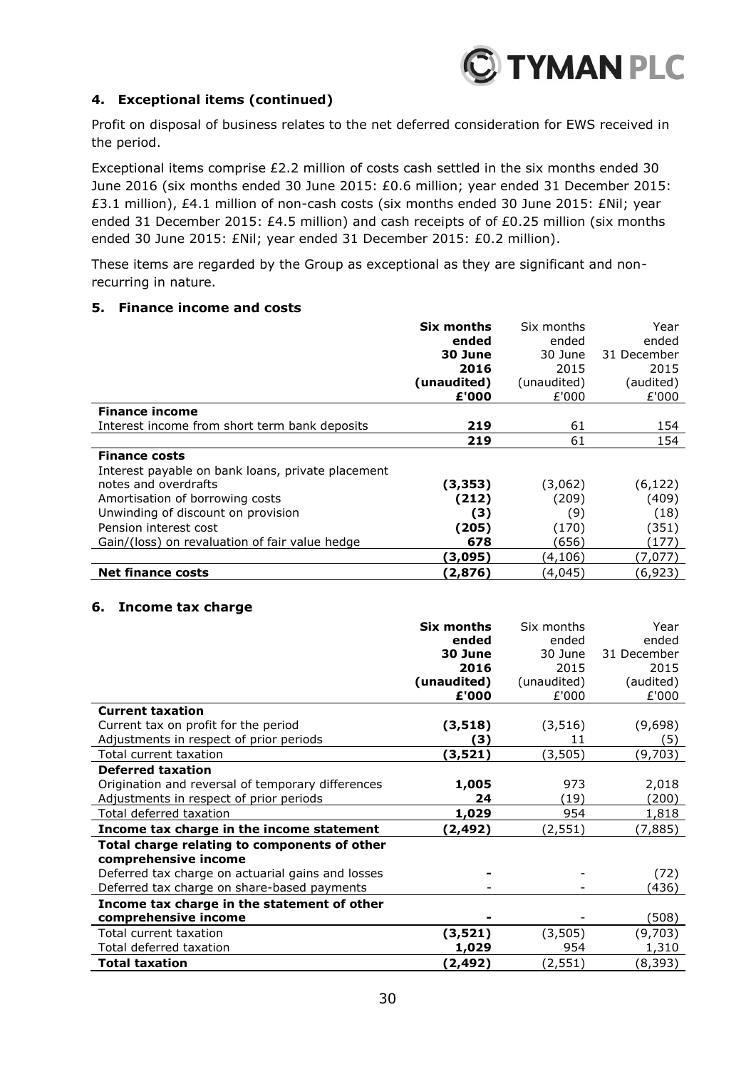## 4. Exceptional items (continued)

Profit on disposal of business relates to the net deferred consideration for EWS received in the period.

Exceptional items comprise £2.2 million of costs cash settled in the six months ended 30 June 2016 (six months ended 30 June 2015: £0.6 million; year ended 31 December 2015: £3.1 million), £4.1 million of non-cash costs (six months ended 30 June 2015: £Nil; year ended 31 December 2015: £4.5 million) and cash receipts of of £0.25 million (six months ended 30 June 2015: £Nil; year ended 31 December 2015: £0.2 million).

These items are regarded by the Group as exceptional as they are significant and non-recurring in nature.

## 5. Finance income and costs

| | **Six months ended 30 June 2016 (unaudited) £'000** | Six months ended 30 June 2015 (unaudited) £'000 | Year ended 31 December 2015 (audited) £'000 |
|---|---|---|---|
| **Finance income** | | | |
| Interest income from short term bank deposits | **219** | 61 | 154 |
| | **219** | 61 | 154 |
| **Finance costs** | | | |
| Interest payable on bank loans, private placement notes and overdrafts | **(3,353)** | (3,062) | (6,122) |
| Amortisation of borrowing costs | **(212)** | (209) | (409) |
| Unwinding of discount on provision | **(3)** | (9) | (18) |
| Pension interest cost | **(205)** | (170) | (351) |
| Gain/(loss) on revaluation of fair value hedge | **678** | (656) | (177) |
| | **(3,095)** | (4,106) | (7,077) |
| **Net finance costs** | **(2,876)** | (4,045) | (6,923) |

## 6. Income tax charge

| | **Six months ended 30 June 2016 (unaudited) £'000** | Six months ended 30 June 2015 (unaudited) £'000 | Year ended 31 December 2015 (audited) £'000 |
|---|---|---|---|
| **Current taxation** | | | |
| Current tax on profit for the period | **(3,518)** | (3,516) | (9,698) |
| Adjustments in respect of prior periods | **(3)** | 11 | (5) |
| Total current taxation | **(3,521)** | (3,505) | (9,703) |
| **Deferred taxation** | | | |
| Origination and reversal of temporary differences | **1,005** | 973 | 2,018 |
| Adjustments in respect of prior periods | **24** | (19) | (200) |
| Total deferred taxation | **1,029** | 954 | 1,818 |
| **Income tax charge in the income statement** | **(2,492)** | (2,551) | (7,885) |
| **Total charge relating to components of other comprehensive income** | | | |
| Deferred tax charge on actuarial gains and losses | **-** | - | (72) |
| Deferred tax charge on share-based payments | - | - | (436) |
| **Income tax charge in the statement of other comprehensive income** | **-** | - | (508) |
| Total current taxation | **(3,521)** | (3,505) | (9,703) |
| Total deferred taxation | **1,029** | 954 | 1,310 |
| **Total taxation** | **(2,492)** | (2,551) | (8,393) |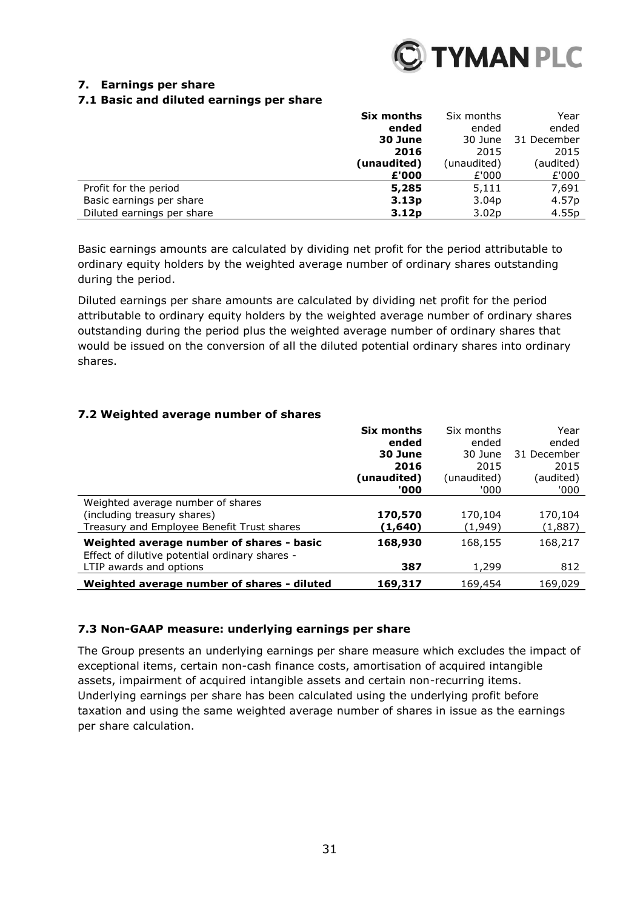## 7. Earnings per share

### 7.1 Basic and diluted earnings per share

| | **Six months ended 30 June 2016 (unaudited) £'000** | Six months ended 30 June 2015 (unaudited) £'000 | Year ended 31 December 2015 (audited) £'000 |
|---|---|---|---|
| Profit for the period | **5,285** | 5,111 | 7,691 |
| Basic earnings per share | **3.13p** | 3.04p | 4.57p |
| Diluted earnings per share | **3.12p** | 3.02p | 4.55p |

Basic earnings amounts are calculated by dividing net profit for the period attributable to ordinary equity holders by the weighted average number of ordinary shares outstanding during the period.

Diluted earnings per share amounts are calculated by dividing net profit for the period attributable to ordinary equity holders by the weighted average number of ordinary shares outstanding during the period plus the weighted average number of ordinary shares that would be issued on the conversion of all the diluted potential ordinary shares into ordinary shares.

### 7.2 Weighted average number of shares

| | **Six months ended 30 June 2016 (unaudited) '000** | Six months ended 30 June 2015 (unaudited) '000 | Year ended 31 December 2015 (audited) '000 |
|---|---|---|---|
| Weighted average number of shares (including treasury shares) | **170,570** | 170,104 | 170,104 |
| Treasury and Employee Benefit Trust shares | **(1,640)** | (1,949) | (1,887) |
| **Weighted average number of shares - basic** | **168,930** | 168,155 | 168,217 |
| Effect of dilutive potential ordinary shares - LTIP awards and options | **387** | 1,299 | 812 |
| **Weighted average number of shares - diluted** | **169,317** | 169,454 | 169,029 |

### 7.3 Non-GAAP measure: underlying earnings per share

The Group presents an underlying earnings per share measure which excludes the impact of exceptional items, certain non-cash finance costs, amortisation of acquired intangible assets, impairment of acquired intangible assets and certain non-recurring items. Underlying earnings per share has been calculated using the underlying profit before taxation and using the same weighted average number of shares in issue as the earnings per share calculation.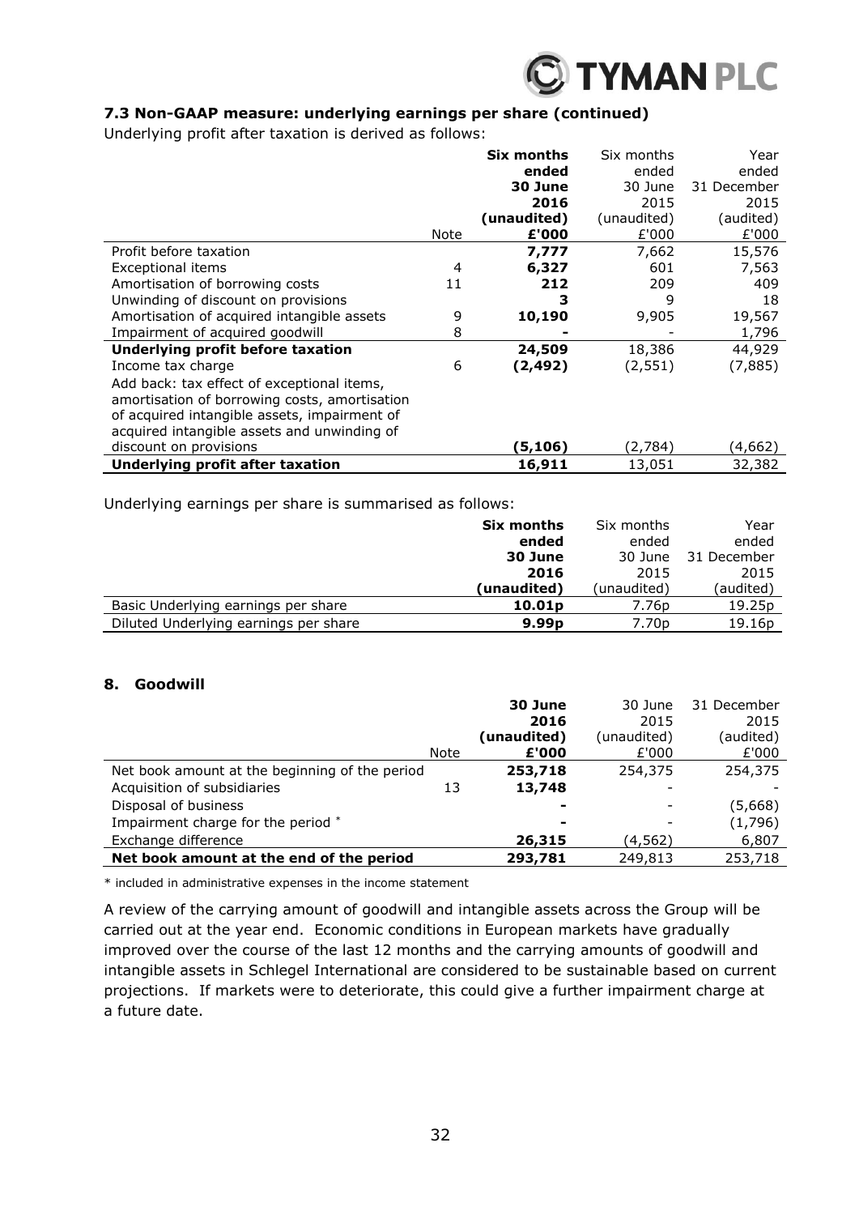### 7.3 Non-GAAP measure: underlying earnings per share (continued)

Underlying profit after taxation is derived as follows:

| | Note | **Six months ended 30 June 2016 (unaudited) £'000** | Six months ended 30 June 2015 (unaudited) £'000 | Year ended 31 December 2015 (audited) £'000 |
|---|---|---|---|---|
| Profit before taxation | | **7,777** | 7,662 | 15,576 |
| Exceptional items | 4 | **6,327** | 601 | 7,563 |
| Amortisation of borrowing costs | 11 | **212** | 209 | 409 |
| Unwinding of discount on provisions | | **3** | 9 | 18 |
| Amortisation of acquired intangible assets | 9 | **10,190** | 9,905 | 19,567 |
| Impairment of acquired goodwill | 8 | **-** | - | 1,796 |
| **Underlying profit before taxation** | | **24,509** | 18,386 | 44,929 |
| Income tax charge | 6 | **(2,492)** | (2,551) | (7,885) |
| Add back: tax effect of exceptional items, amortisation of borrowing costs, amortisation of acquired intangible assets, impairment of acquired intangible assets and unwinding of discount on provisions | | **(5,106)** | (2,784) | (4,662) |
| **Underlying profit after taxation** | | **16,911** | 13,051 | 32,382 |

Underlying earnings per share is summarised as follows:

| | **Six months ended 30 June 2016 (unaudited)** | Six months ended 30 June 2015 (unaudited) | Year ended 31 December 2015 (audited) |
|---|---|---|---|
| Basic Underlying earnings per share | **10.01p** | 7.76p | 19.25p |
| Diluted Underlying earnings per share | **9.99p** | 7.70p | 19.16p |

## 8. Goodwill

| | Note | **30 June 2016 (unaudited) £'000** | 30 June 2015 (unaudited) £'000 | 31 December 2015 (audited) £'000 |
|---|---|---|---|---|
| Net book amount at the beginning of the period | | **253,718** | 254,375 | 254,375 |
| Acquisition of subsidiaries | 13 | **13,748** | - | - |
| Disposal of business | | **-** | - | (5,668) |
| Impairment charge for the period * | | **-** | - | (1,796) |
| Exchange difference | | **26,315** | (4,562) | 6,807 |
| **Net book amount at the end of the period** | | **293,781** | 249,813 | 253,718 |

* included in administrative expenses in the income statement

A review of the carrying amount of goodwill and intangible assets across the Group will be carried out at the year end. Economic conditions in European markets have gradually improved over the course of the last 12 months and the carrying amounts of goodwill and intangible assets in Schlegel International are considered to be sustainable based on current projections. If markets were to deteriorate, this could give a further impairment charge at a future date.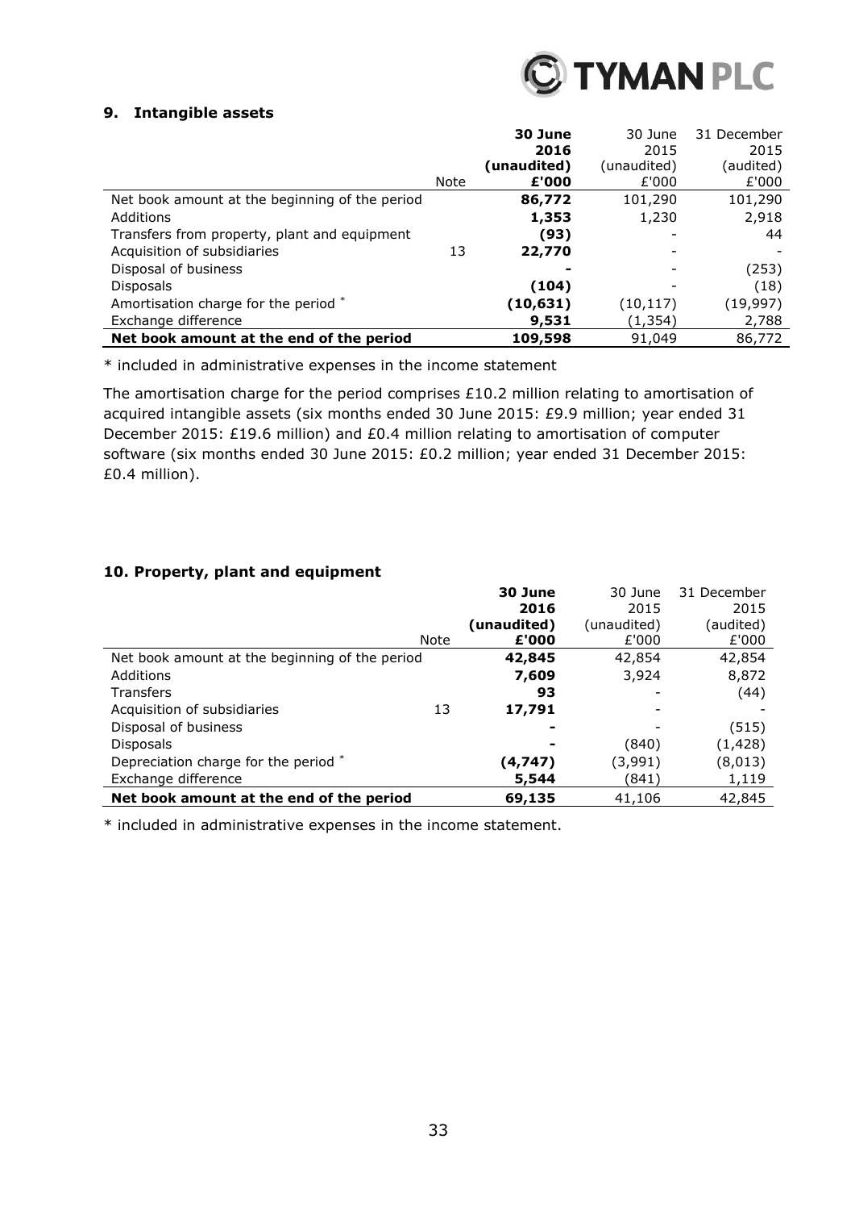## 9. Intangible assets

| | Note | **30 June 2016 (unaudited) £'000** | 30 June 2015 (unaudited) £'000 | 31 December 2015 (audited) £'000 |
|---|---|---|---|---|
| Net book amount at the beginning of the period | | **86,772** | 101,290 | 101,290 |
| Additions | | **1,353** | 1,230 | 2,918 |
| Transfers from property, plant and equipment | | **(93)** | - | 44 |
| Acquisition of subsidiaries | 13 | **22,770** | - | - |
| Disposal of business | | **-** | - | (253) |
| Disposals | | **(104)** | - | (18) |
| Amortisation charge for the period * | | **(10,631)** | (10,117) | (19,997) |
| Exchange difference | | **9,531** | (1,354) | 2,788 |
| **Net book amount at the end of the period** | | **109,598** | 91,049 | 86,772 |

* included in administrative expenses in the income statement

The amortisation charge for the period comprises £10.2 million relating to amortisation of acquired intangible assets (six months ended 30 June 2015: £9.9 million; year ended 31 December 2015: £19.6 million) and £0.4 million relating to amortisation of computer software (six months ended 30 June 2015: £0.2 million; year ended 31 December 2015: £0.4 million).

## 10. Property, plant and equipment

| | Note | **30 June 2016 (unaudited) £'000** | 30 June 2015 (unaudited) £'000 | 31 December 2015 (audited) £'000 |
|---|---|---|---|---|
| Net book amount at the beginning of the period | | **42,845** | 42,854 | 42,854 |
| Additions | | **7,609** | 3,924 | 8,872 |
| Transfers | | **93** | - | (44) |
| Acquisition of subsidiaries | 13 | **17,791** | - | - |
| Disposal of business | | **-** | - | (515) |
| Disposals | | **-** | (840) | (1,428) |
| Depreciation charge for the period * | | **(4,747)** | (3,991) | (8,013) |
| Exchange difference | | **5,544** | (841) | 1,119 |
| **Net book amount at the end of the period** | | **69,135** | 41,106 | 42,845 |

* included in administrative expenses in the income statement.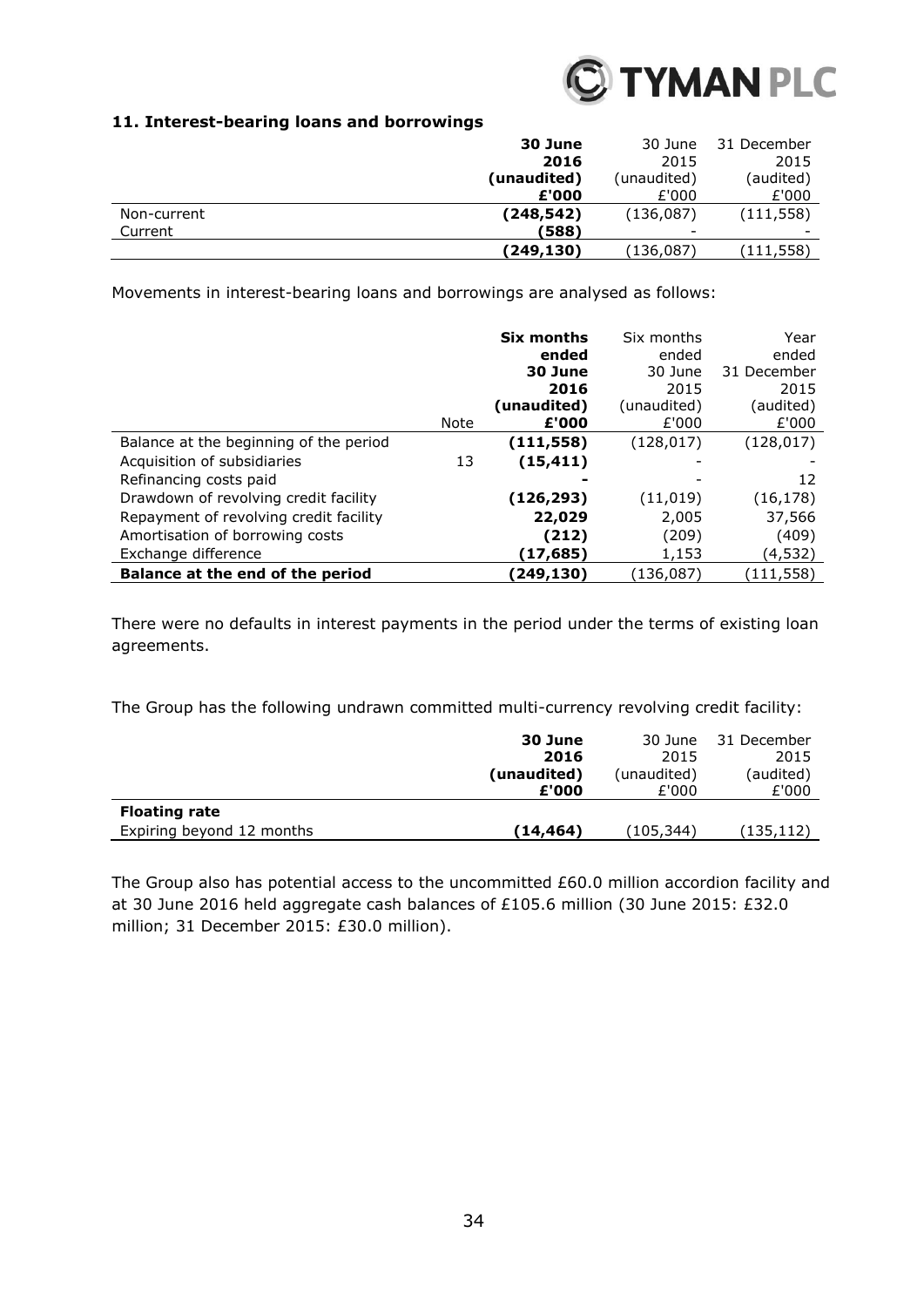## 11. Interest-bearing loans and borrowings

| | **30 June 2016 (unaudited) £'000** | 30 June 2015 (unaudited) £'000 | 31 December 2015 (audited) £'000 |
|---|---|---|---|
| Non-current | **(248,542)** | (136,087) | (111,558) |
| Current | **(588)** | - | - |
| | **(249,130)** | (136,087) | (111,558) |

Movements in interest-bearing loans and borrowings are analysed as follows:

| | Note | **Six months ended 30 June 2016 (unaudited) £'000** | Six months ended 30 June 2015 (unaudited) £'000 | Year ended 31 December 2015 (audited) £'000 |
|---|---|---|---|---|
| Balance at the beginning of the period | | **(111,558)** | (128,017) | (128,017) |
| Acquisition of subsidiaries | 13 | **(15,411)** | - | - |
| Refinancing costs paid | | **-** | - | 12 |
| Drawdown of revolving credit facility | | **(126,293)** | (11,019) | (16,178) |
| Repayment of revolving credit facility | | **22,029** | 2,005 | 37,566 |
| Amortisation of borrowing costs | | **(212)** | (209) | (409) |
| Exchange difference | | **(17,685)** | 1,153 | (4,532) |
| **Balance at the end of the period** | | **(249,130)** | (136,087) | (111,558) |

There were no defaults in interest payments in the period under the terms of existing loan agreements.

The Group has the following undrawn committed multi-currency revolving credit facility:

| | **30 June 2016 (unaudited) £'000** | 30 June 2015 (unaudited) £'000 | 31 December 2015 (audited) £'000 |
|---|---|---|---|
| **Floating rate** | | | |
| Expiring beyond 12 months | **(14,464)** | (105,344) | (135,112) |

The Group also has potential access to the uncommitted £60.0 million accordion facility and at 30 June 2016 held aggregate cash balances of £105.6 million (30 June 2015: £32.0 million; 31 December 2015: £30.0 million).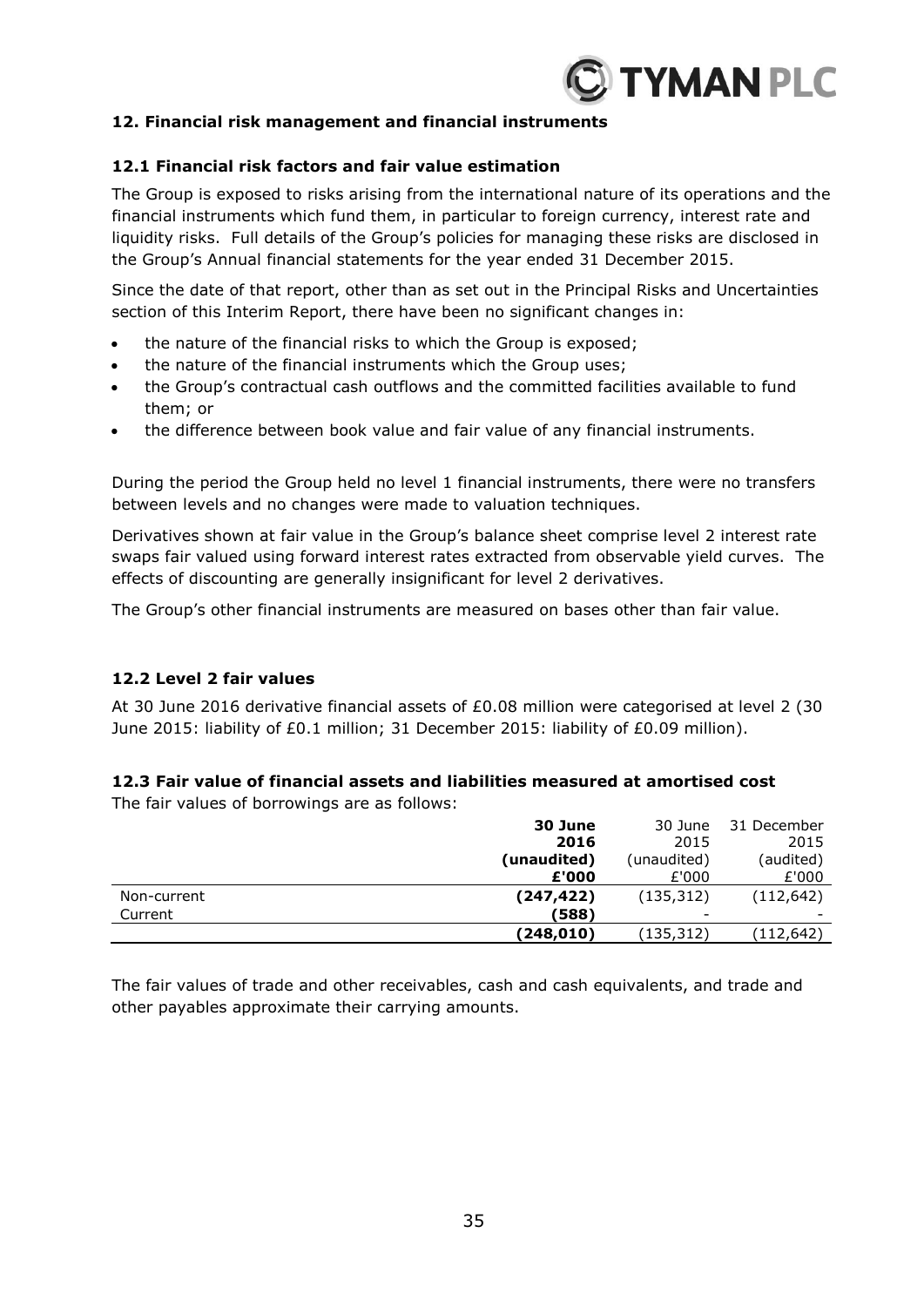## 12. Financial risk management and financial instruments

### 12.1 Financial risk factors and fair value estimation

The Group is exposed to risks arising from the international nature of its operations and the financial instruments which fund them, in particular to foreign currency, interest rate and liquidity risks. Full details of the Group's policies for managing these risks are disclosed in the Group's Annual financial statements for the year ended 31 December 2015.

Since the date of that report, other than as set out in the Principal Risks and Uncertainties section of this Interim Report, there have been no significant changes in:

- the nature of the financial risks to which the Group is exposed;
- the nature of the financial instruments which the Group uses;
- the Group's contractual cash outflows and the committed facilities available to fund them; or
- the difference between book value and fair value of any financial instruments.

During the period the Group held no level 1 financial instruments, there were no transfers between levels and no changes were made to valuation techniques.

Derivatives shown at fair value in the Group's balance sheet comprise level 2 interest rate swaps fair valued using forward interest rates extracted from observable yield curves. The effects of discounting are generally insignificant for level 2 derivatives.

The Group's other financial instruments are measured on bases other than fair value.

### 12.2 Level 2 fair values

At 30 June 2016 derivative financial assets of £0.08 million were categorised at level 2 (30 June 2015: liability of £0.1 million; 31 December 2015: liability of £0.09 million).

### 12.3 Fair value of financial assets and liabilities measured at amortised cost

The fair values of borrowings are as follows:

| | **30 June 2016 (unaudited) £'000** | 30 June 2015 (unaudited) £'000 | 31 December 2015 (audited) £'000 |
|---|---|---|---|
| Non-current | **(247,422)** | (135,312) | (112,642) |
| Current | **(588)** | - | - |
| | **(248,010)** | (135,312) | (112,642) |

The fair values of trade and other receivables, cash and cash equivalents, and trade and other payables approximate their carrying amounts.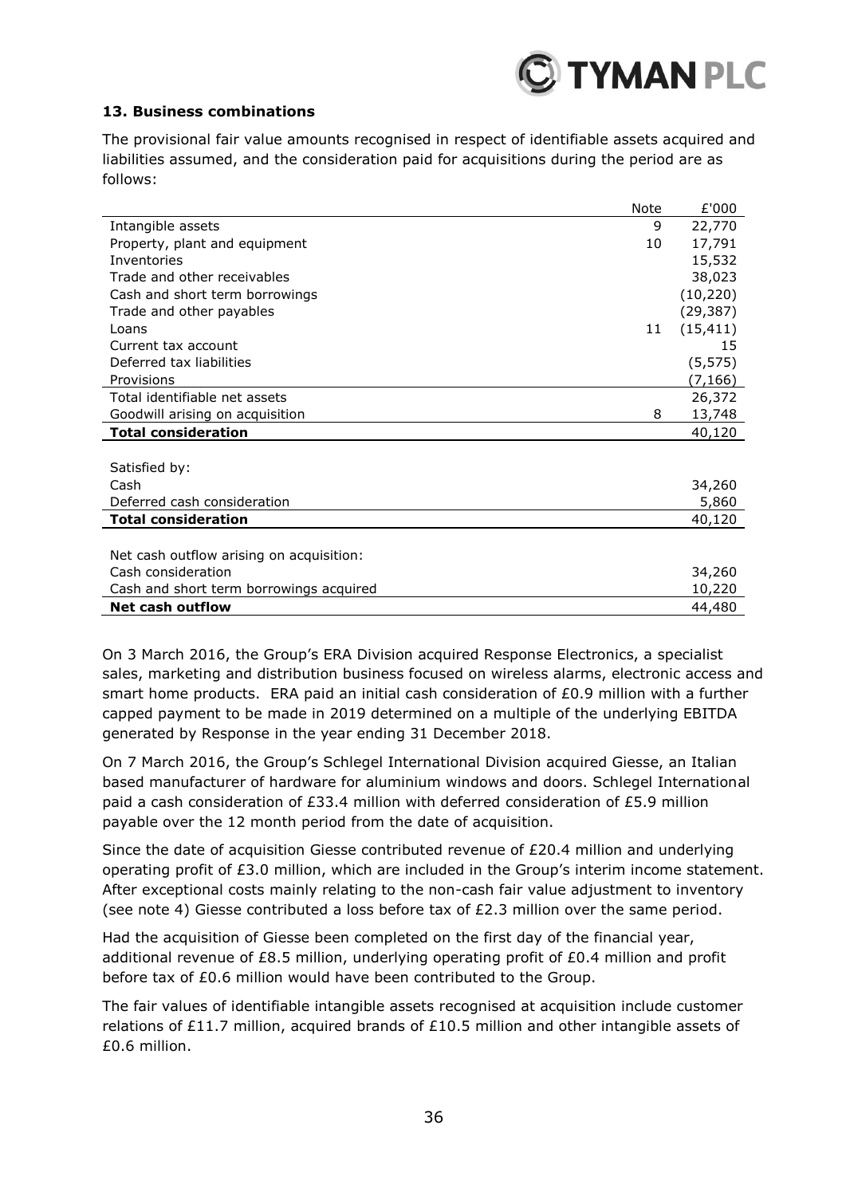### 13. Business combinations

The provisional fair value amounts recognised in respect of identifiable assets acquired and liabilities assumed, and the consideration paid for acquisitions during the period are as follows:

| | Note | £'000 |
|---|---|---|
| Intangible assets | 9 | 22,770 |
| Property, plant and equipment | 10 | 17,791 |
| Inventories | | 15,532 |
| Trade and other receivables | | 38,023 |
| Cash and short term borrowings | | (10,220) |
| Trade and other payables | | (29,387) |
| Loans | 11 | (15,411) |
| Current tax account | | 15 |
| Deferred tax liabilities | | (5,575) |
| Provisions | | (7,166) |
| Total identifiable net assets | | 26,372 |
| Goodwill arising on acquisition | 8 | 13,748 |
| **Total consideration** | | 40,120 |
| | | |
| Satisfied by: | | |
| Cash | | 34,260 |
| Deferred cash consideration | | 5,860 |
| **Total consideration** | | 40,120 |
| | | |
| Net cash outflow arising on acquisition: | | |
| Cash consideration | | 34,260 |
| Cash and short term borrowings acquired | | 10,220 |
| **Net cash outflow** | | 44,480 |

On 3 March 2016, the Group's ERA Division acquired Response Electronics, a specialist sales, marketing and distribution business focused on wireless alarms, electronic access and smart home products. ERA paid an initial cash consideration of £0.9 million with a further capped payment to be made in 2019 determined on a multiple of the underlying EBITDA generated by Response in the year ending 31 December 2018.

On 7 March 2016, the Group's Schlegel International Division acquired Giesse, an Italian based manufacturer of hardware for aluminium windows and doors. Schlegel International paid a cash consideration of £33.4 million with deferred consideration of £5.9 million payable over the 12 month period from the date of acquisition.

Since the date of acquisition Giesse contributed revenue of £20.4 million and underlying operating profit of £3.0 million, which are included in the Group's interim income statement. After exceptional costs mainly relating to the non-cash fair value adjustment to inventory (see note 4) Giesse contributed a loss before tax of £2.3 million over the same period.

Had the acquisition of Giesse been completed on the first day of the financial year, additional revenue of £8.5 million, underlying operating profit of £0.4 million and profit before tax of £0.6 million would have been contributed to the Group.

The fair values of identifiable intangible assets recognised at acquisition include customer relations of £11.7 million, acquired brands of £10.5 million and other intangible assets of £0.6 million.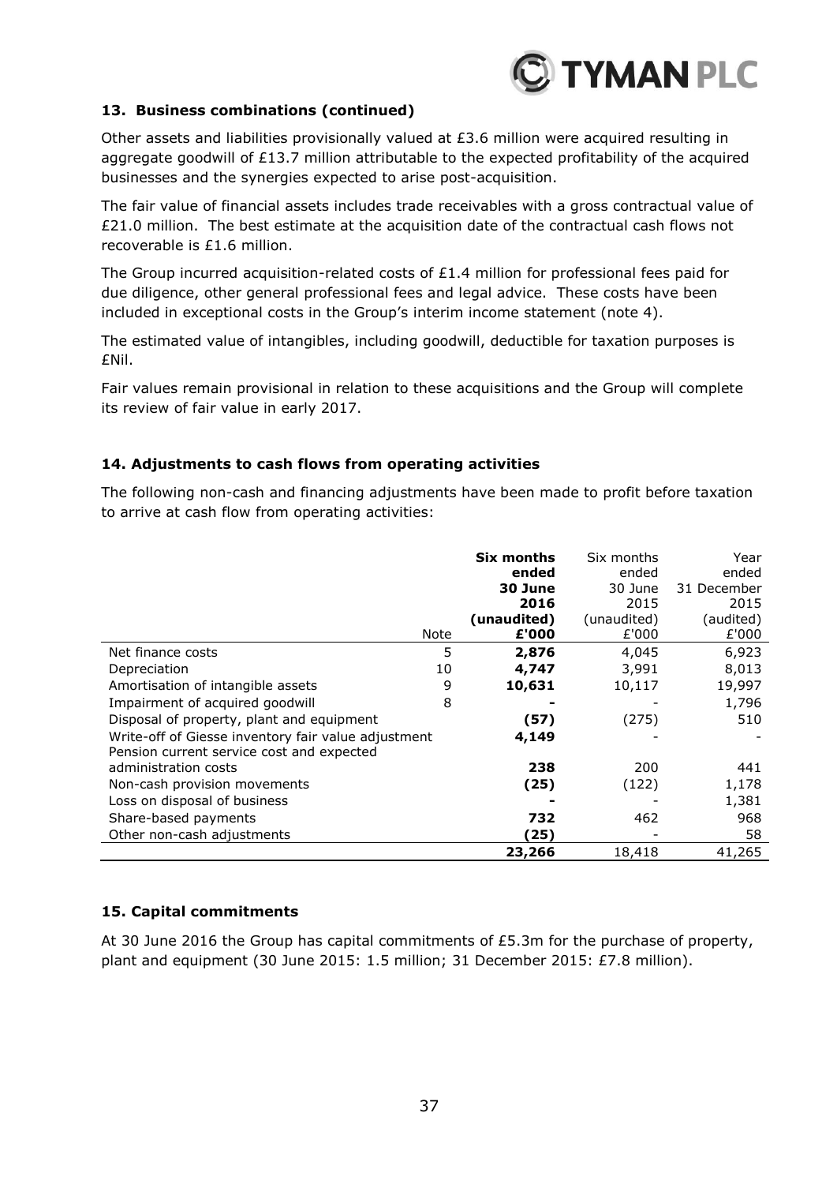### 13. Business combinations (continued)

Other assets and liabilities provisionally valued at £3.6 million were acquired resulting in aggregate goodwill of £13.7 million attributable to the expected profitability of the acquired businesses and the synergies expected to arise post-acquisition.

The fair value of financial assets includes trade receivables with a gross contractual value of £21.0 million. The best estimate at the acquisition date of the contractual cash flows not recoverable is £1.6 million.

The Group incurred acquisition-related costs of £1.4 million for professional fees paid for due diligence, other general professional fees and legal advice. These costs have been included in exceptional costs in the Group's interim income statement (note 4).

The estimated value of intangibles, including goodwill, deductible for taxation purposes is £Nil.

Fair values remain provisional in relation to these acquisitions and the Group will complete its review of fair value in early 2017.

### 14. Adjustments to cash flows from operating activities

The following non-cash and financing adjustments have been made to profit before taxation to arrive at cash flow from operating activities:

| | Note | **Six months ended 30 June 2016 (unaudited) £'000** | Six months ended 30 June 2015 (unaudited) £'000 | Year ended 31 December 2015 (audited) £'000 |
|---|---|---|---|---|
| Net finance costs | 5 | **2,876** | 4,045 | 6,923 |
| Depreciation | 10 | **4,747** | 3,991 | 8,013 |
| Amortisation of intangible assets | 9 | **10,631** | 10,117 | 19,997 |
| Impairment of acquired goodwill | 8 | **-** | - | 1,796 |
| Disposal of property, plant and equipment | | **(57)** | (275) | 510 |
| Write-off of Giesse inventory fair value adjustment | | **4,149** | - | - |
| Pension current service cost and expected administration costs | | **238** | 200 | 441 |
| Non-cash provision movements | | **(25)** | (122) | 1,178 |
| Loss on disposal of business | | **-** | - | 1,381 |
| Share-based payments | | **732** | 462 | 968 |
| Other non-cash adjustments | | **(25)** | - | 58 |
| | | **23,266** | 18,418 | 41,265 |

### 15. Capital commitments

At 30 June 2016 the Group has capital commitments of £5.3m for the purchase of property, plant and equipment (30 June 2015: 1.5 million; 31 December 2015: £7.8 million).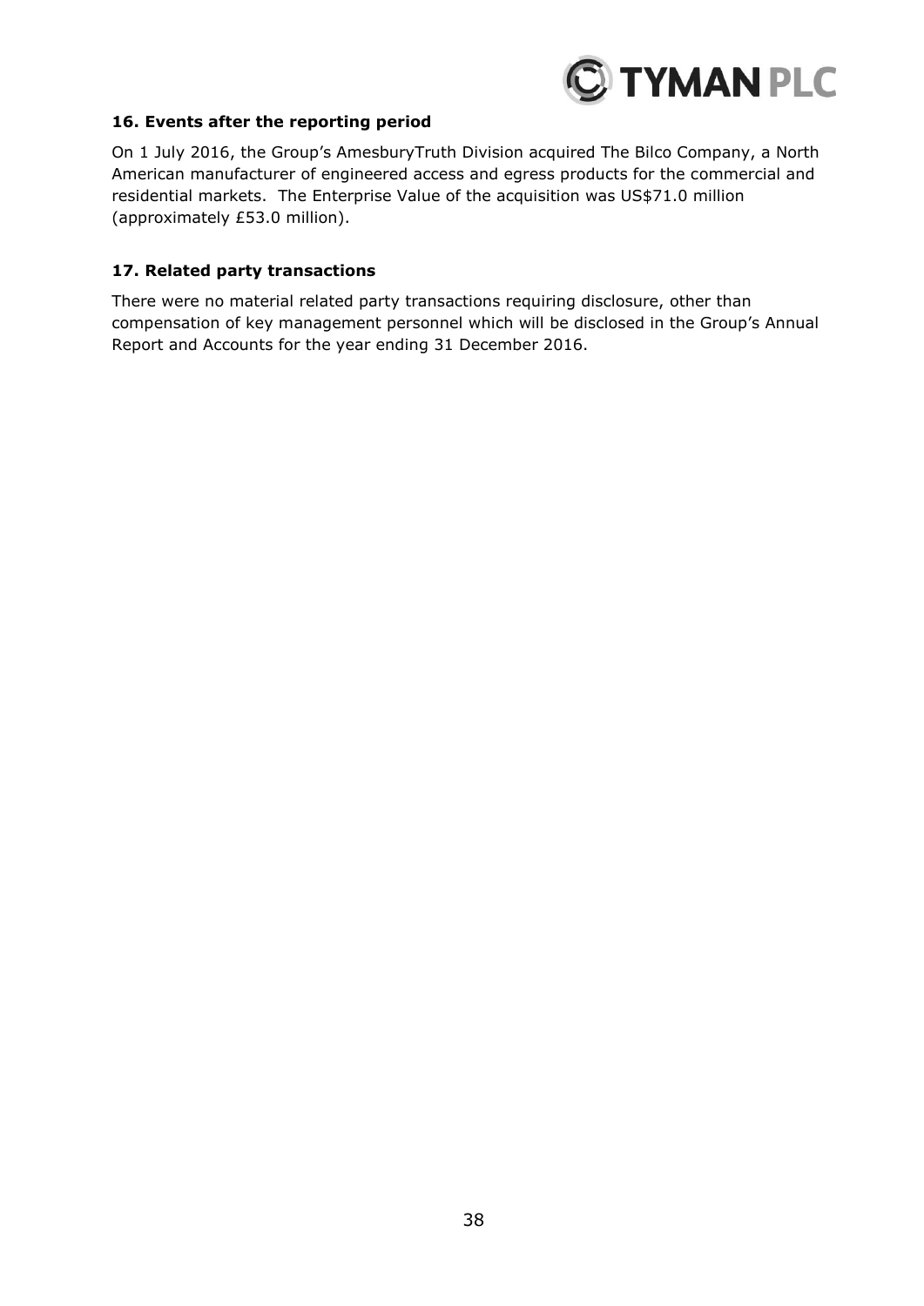### 16. Events after the reporting period

On 1 July 2016, the Group's AmesburyTruth Division acquired The Bilco Company, a North American manufacturer of engineered access and egress products for the commercial and residential markets. The Enterprise Value of the acquisition was US$71.0 million (approximately £53.0 million).

### 17. Related party transactions

There were no material related party transactions requiring disclosure, other than compensation of key management personnel which will be disclosed in the Group's Annual Report and Accounts for the year ending 31 December 2016.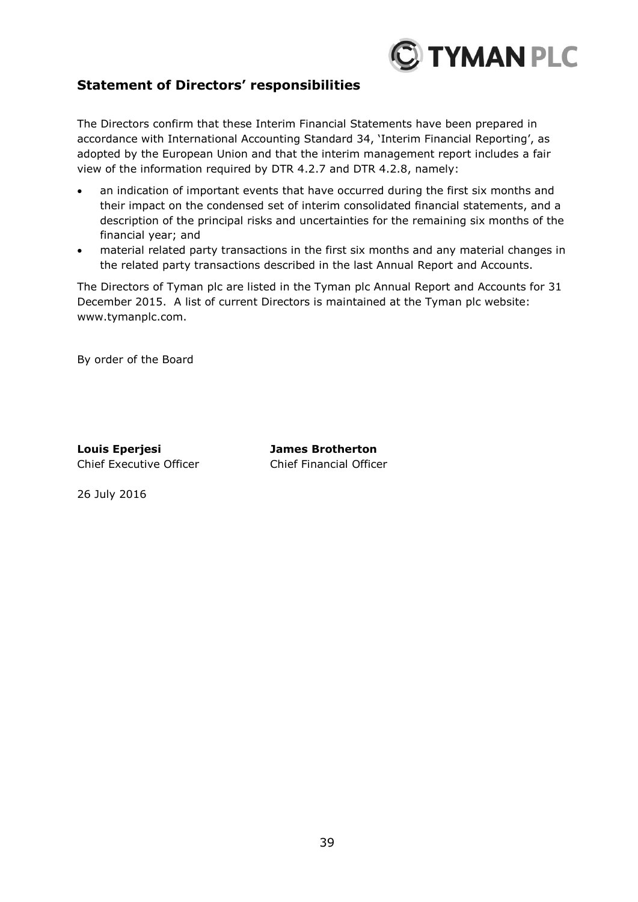## Statement of Directors' responsibilities

The Directors confirm that these Interim Financial Statements have been prepared in accordance with International Accounting Standard 34, 'Interim Financial Reporting', as adopted by the European Union and that the interim management report includes a fair view of the information required by DTR 4.2.7 and DTR 4.2.8, namely:

- an indication of important events that have occurred during the first six months and their impact on the condensed set of interim consolidated financial statements, and a description of the principal risks and uncertainties for the remaining six months of the financial year; and
- material related party transactions in the first six months and any material changes in the related party transactions described in the last Annual Report and Accounts.

The Directors of Tyman plc are listed in the Tyman plc Annual Report and Accounts for 31 December 2015. A list of current Directors is maintained at the Tyman plc website: www.tymanplc.com.

By order of the Board

**Louis Eperjesi**
Chief Executive Officer

**James Brotherton**
Chief Financial Officer

26 July 2016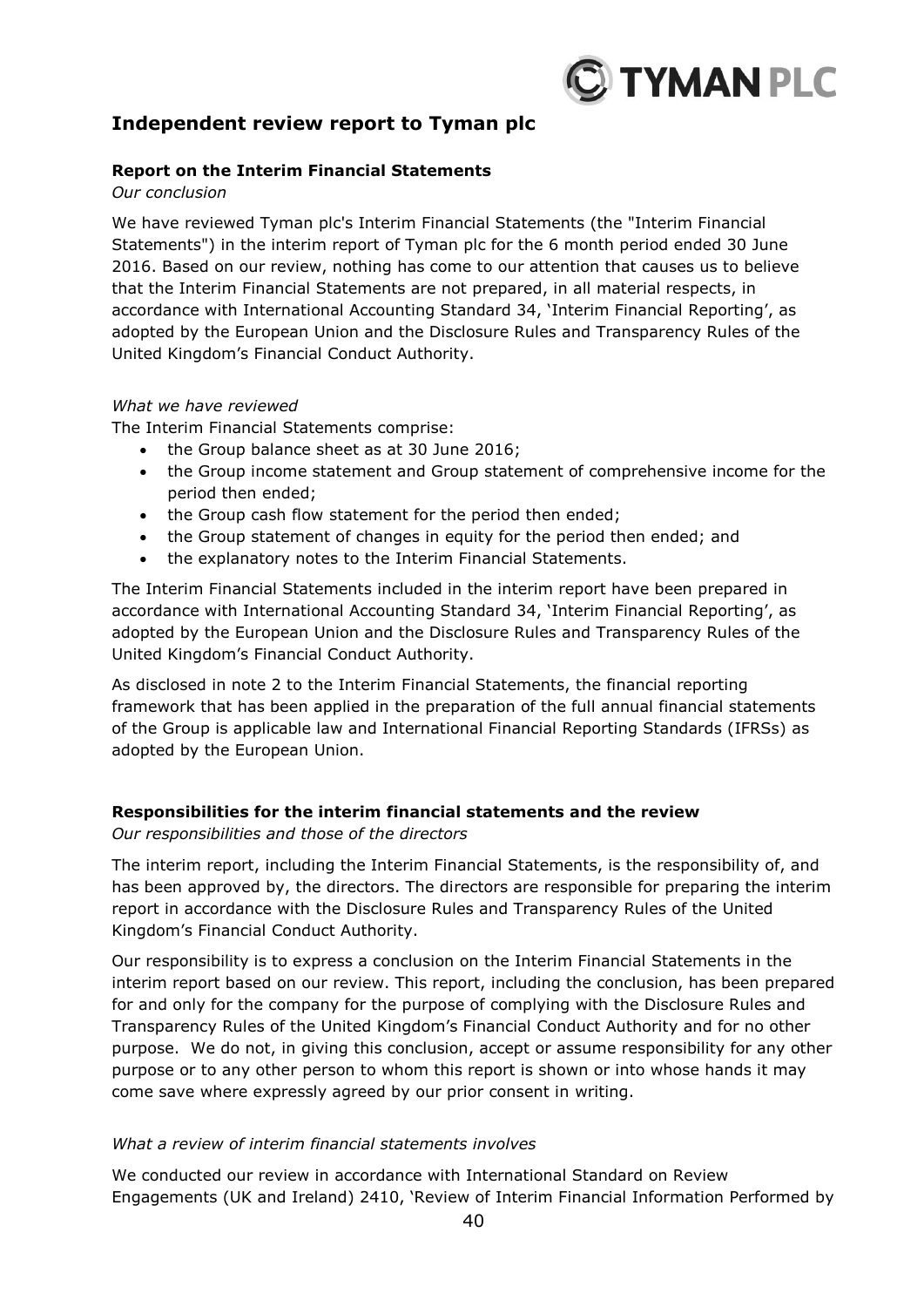## Independent review report to Tyman plc

### Report on the Interim Financial Statements

*Our conclusion*

We have reviewed Tyman plc's Interim Financial Statements (the "Interim Financial Statements") in the interim report of Tyman plc for the 6 month period ended 30 June 2016. Based on our review, nothing has come to our attention that causes us to believe that the Interim Financial Statements are not prepared, in all material respects, in accordance with International Accounting Standard 34, 'Interim Financial Reporting', as adopted by the European Union and the Disclosure Rules and Transparency Rules of the United Kingdom's Financial Conduct Authority.

*What we have reviewed*

The Interim Financial Statements comprise:

- the Group balance sheet as at 30 June 2016;
- the Group income statement and Group statement of comprehensive income for the period then ended;
- the Group cash flow statement for the period then ended;
- the Group statement of changes in equity for the period then ended; and
- the explanatory notes to the Interim Financial Statements.

The Interim Financial Statements included in the interim report have been prepared in accordance with International Accounting Standard 34, 'Interim Financial Reporting', as adopted by the European Union and the Disclosure Rules and Transparency Rules of the United Kingdom's Financial Conduct Authority.

As disclosed in note 2 to the Interim Financial Statements, the financial reporting framework that has been applied in the preparation of the full annual financial statements of the Group is applicable law and International Financial Reporting Standards (IFRSs) as adopted by the European Union.

### Responsibilities for the interim financial statements and the review

*Our responsibilities and those of the directors*

The interim report, including the Interim Financial Statements, is the responsibility of, and has been approved by, the directors. The directors are responsible for preparing the interim report in accordance with the Disclosure Rules and Transparency Rules of the United Kingdom's Financial Conduct Authority.

Our responsibility is to express a conclusion on the Interim Financial Statements in the interim report based on our review. This report, including the conclusion, has been prepared for and only for the company for the purpose of complying with the Disclosure Rules and Transparency Rules of the United Kingdom's Financial Conduct Authority and for no other purpose. We do not, in giving this conclusion, accept or assume responsibility for any other purpose or to any other person to whom this report is shown or into whose hands it may come save where expressly agreed by our prior consent in writing.

*What a review of interim financial statements involves*

We conducted our review in accordance with International Standard on Review Engagements (UK and Ireland) 2410, 'Review of Interim Financial Information Performed by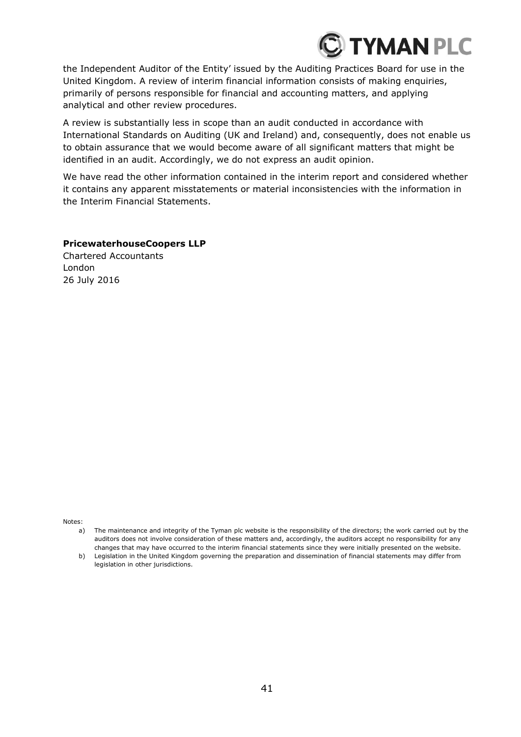the Independent Auditor of the Entity' issued by the Auditing Practices Board for use in the United Kingdom. A review of interim financial information consists of making enquiries, primarily of persons responsible for financial and accounting matters, and applying analytical and other review procedures.

A review is substantially less in scope than an audit conducted in accordance with International Standards on Auditing (UK and Ireland) and, consequently, does not enable us to obtain assurance that we would become aware of all significant matters that might be identified in an audit. Accordingly, we do not express an audit opinion.

We have read the other information contained in the interim report and considered whether it contains any apparent misstatements or material inconsistencies with the information in the Interim Financial Statements.

**PricewaterhouseCoopers LLP**
Chartered Accountants
London
26 July 2016

Notes:

a) The maintenance and integrity of the Tyman plc website is the responsibility of the directors; the work carried out by the auditors does not involve consideration of these matters and, accordingly, the auditors accept no responsibility for any changes that may have occurred to the interim financial statements since they were initially presented on the website.

b) Legislation in the United Kingdom governing the preparation and dissemination of financial statements may differ from legislation in other jurisdictions.